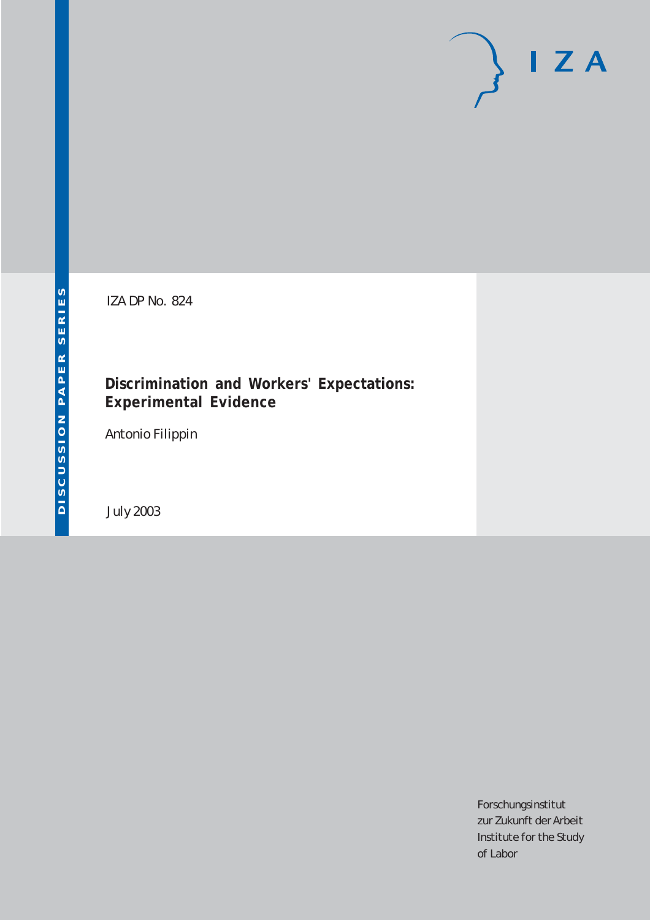DISCUSSION PAPER SERIES

IZA DP No. 824

# Discrimination and Workers' Expectations: Experimental Evidence

Antonio Filippin

July 2003

Forschungsinstitut
zur Zukunft der Arbeit
Institute for the Study
of Labor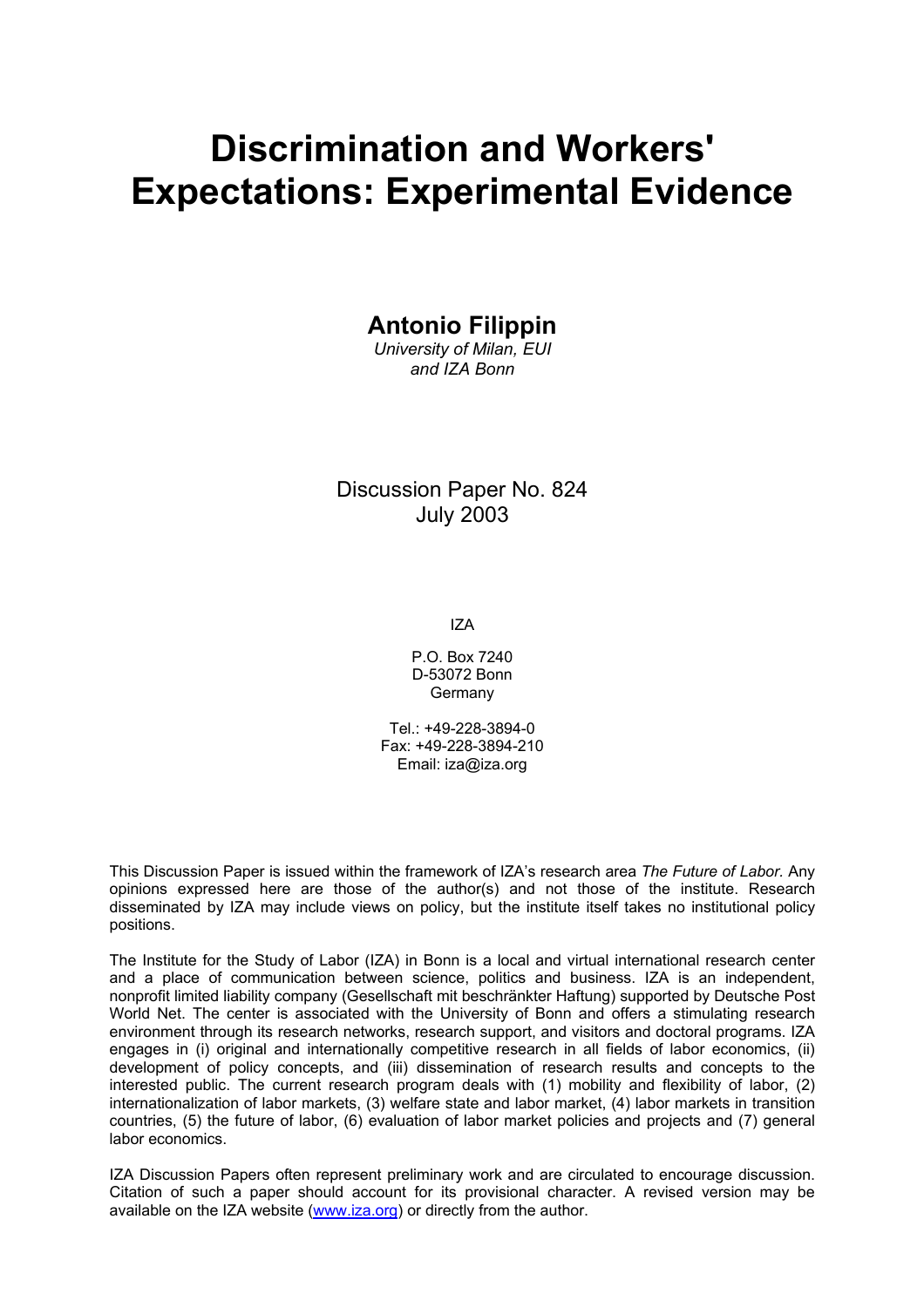# Discrimination and Workers' Expectations: Experimental Evidence

**Antonio Filippin**

*University of Milan, EUI and IZA Bonn*

Discussion Paper No. 824
July 2003

IZA

P.O. Box 7240
D-53072 Bonn
Germany

Tel.: +49-228-3894-0
Fax: +49-228-3894-210
Email: iza@iza.org

This Discussion Paper is issued within the framework of IZA's research area *The Future of Labor.* Any opinions expressed here are those of the author(s) and not those of the institute. Research disseminated by IZA may include views on policy, but the institute itself takes no institutional policy positions.

The Institute for the Study of Labor (IZA) in Bonn is a local and virtual international research center and a place of communication between science, politics and business. IZA is an independent, nonprofit limited liability company (Gesellschaft mit beschränkter Haftung) supported by Deutsche Post World Net. The center is associated with the University of Bonn and offers a stimulating research environment through its research networks, research support, and visitors and doctoral programs. IZA engages in (i) original and internationally competitive research in all fields of labor economics, (ii) development of policy concepts, and (iii) dissemination of research results and concepts to the interested public. The current research program deals with (1) mobility and flexibility of labor, (2) internationalization of labor markets, (3) welfare state and labor market, (4) labor markets in transition countries, (5) the future of labor, (6) evaluation of labor market policies and projects and (7) general labor economics.

IZA Discussion Papers often represent preliminary work and are circulated to encourage discussion. Citation of such a paper should account for its provisional character. A revised version may be available on the IZA website (www.iza.org) or directly from the author.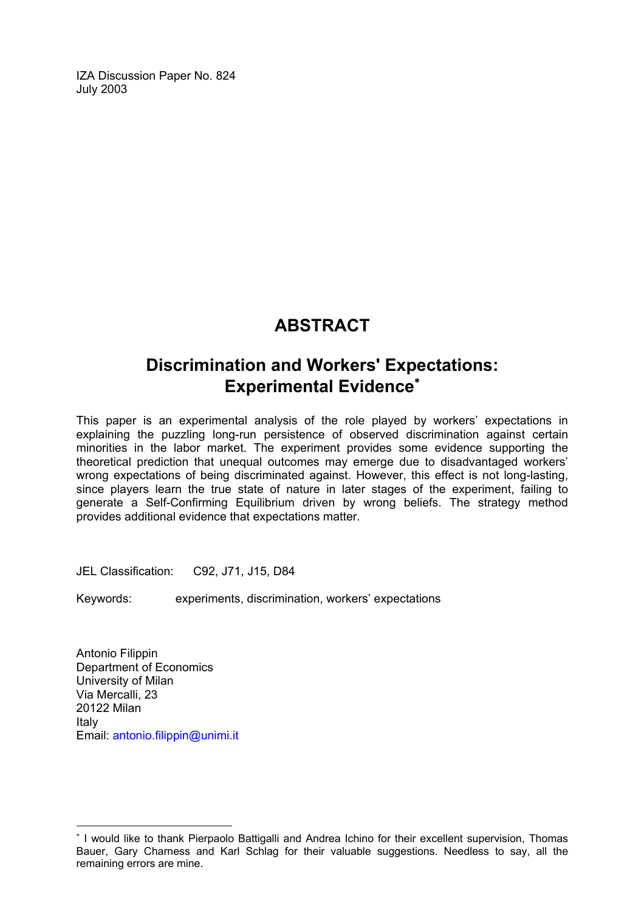IZA Discussion Paper No. 824
July 2003

# ABSTRACT

## Discrimination and Workers' Expectations: Experimental Evidence[*]

This paper is an experimental analysis of the role played by workers' expectations in explaining the puzzling long-run persistence of observed discrimination against certain minorities in the labor market. The experiment provides some evidence supporting the theoretical prediction that unequal outcomes may emerge due to disadvantaged workers' wrong expectations of being discriminated against. However, this effect is not long-lasting, since players learn the true state of nature in later stages of the experiment, failing to generate a Self-Confirming Equilibrium driven by wrong beliefs. The strategy method provides additional evidence that expectations matter.

JEL Classification: C92, J71, J15, D84

Keywords: experiments, discrimination, workers' expectations

Antonio Filippin
Department of Economics
University of Milan
Via Mercalli, 23
20122 Milan
Italy
Email: antonio.filippin@unimi.it

---

[*] I would like to thank Pierpaolo Battigalli and Andrea Ichino for their excellent supervision, Thomas Bauer, Gary Charness and Karl Schlag for their valuable suggestions. Needless to say, all the remaining errors are mine.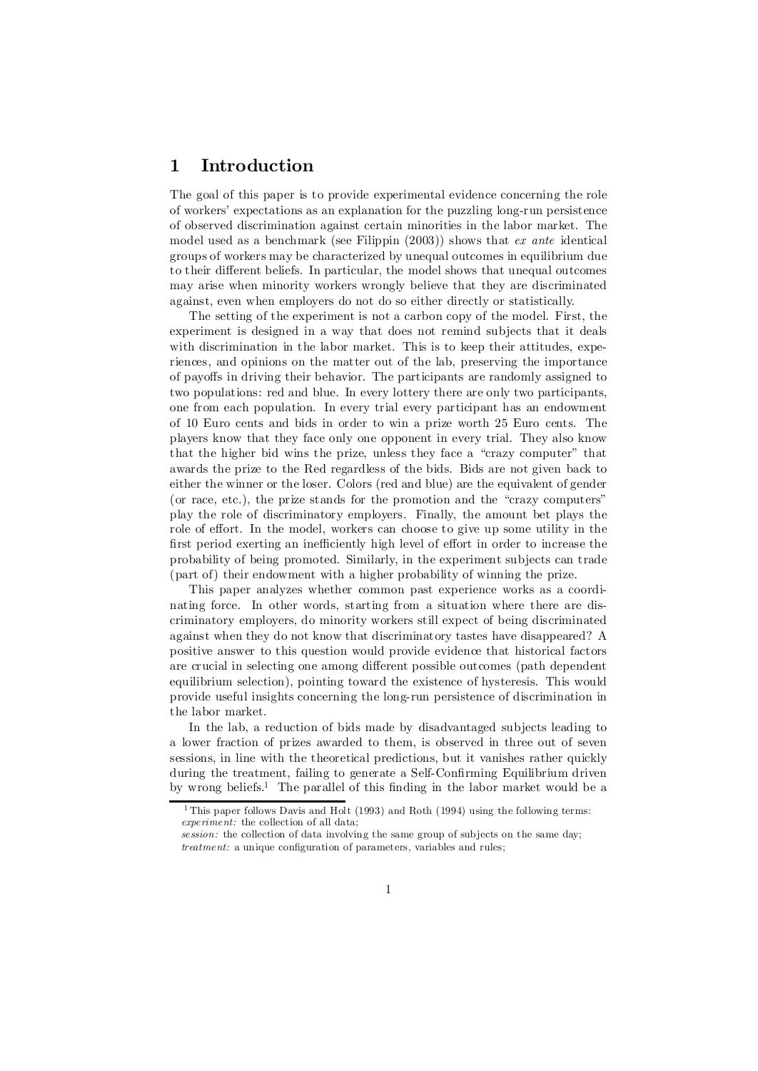# 1 Introduction

The goal of this paper is to provide experimental evidence concerning the role of workers' expectations as an explanation for the puzzling long-run persistence of observed discrimination against certain minorities in the labor market. The model used as a benchmark (see Filippin (2003)) shows that *ex ante* identical groups of workers may be characterized by unequal outcomes in equilibrium due to their different beliefs. In particular, the model shows that unequal outcomes may arise when minority workers wrongly believe that they are discriminated against, even when employers do not do so either directly or statistically.

The setting of the experiment is not a carbon copy of the model. First, the experiment is designed in a way that does not remind subjects that it deals with discrimination in the labor market. This is to keep their attitudes, experiences, and opinions on the matter out of the lab, preserving the importance of payoffs in driving their behavior. The participants are randomly assigned to two populations: red and blue. In every lottery there are only two participants, one from each population. In every trial every participant has an endowment of 10 Euro cents and bids in order to win a prize worth 25 Euro cents. The players know that they face only one opponent in every trial. They also know that the higher bid wins the prize, unless they face a "crazy computer" that awards the prize to the Red regardless of the bids. Bids are not given back to either the winner or the loser. Colors (red and blue) are the equivalent of gender (or race, etc.), the prize stands for the promotion and the "crazy computers" play the role of discriminatory employers. Finally, the amount bet plays the role of effort. In the model, workers can choose to give up some utility in the first period exerting an inefficiently high level of effort in order to increase the probability of being promoted. Similarly, in the experiment subjects can trade (part of) their endowment with a higher probability of winning the prize.

This paper analyzes whether common past experience works as a coordinating force. In other words, starting from a situation where there are discriminatory employers, do minority workers still expect of being discriminated against when they do not know that discriminatory tastes have disappeared? A positive answer to this question would provide evidence that historical factors are crucial in selecting one among different possible outcomes (path dependent equilibrium selection), pointing toward the existence of hysteresis. This would provide useful insights concerning the long-run persistence of discrimination in the labor market.

In the lab, a reduction of bids made by disadvantaged subjects leading to a lower fraction of prizes awarded to them, is observed in three out of seven sessions, in line with the theoretical predictions, but it vanishes rather quickly during the treatment, failing to generate a Self-Confirming Equilibrium driven by wrong beliefs.[1] The parallel of this finding in the labor market would be a

[1] This paper follows Davis and Holt (1993) and Roth (1994) using the following terms:
*experiment:* the collection of all data;
*session:* the collection of data involving the same group of subjects on the same day;
*treatment:* a unique configuration of parameters, variables and rules;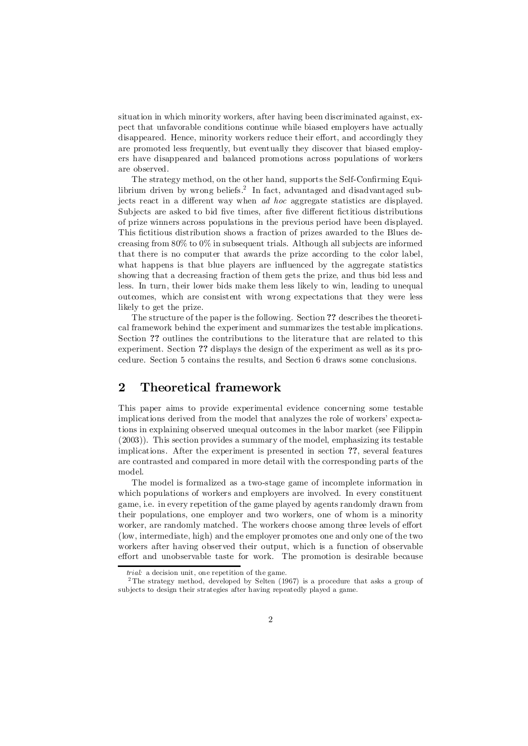situation in which minority workers, after having been discriminated against, expect that unfavorable conditions continue while biased employers have actually disappeared. Hence, minority workers reduce their effort, and accordingly they are promoted less frequently, but eventually they discover that biased employers have disappeared and balanced promotions across populations of workers are observed.

The strategy method, on the other hand, supports the Self-Confirming Equilibrium driven by wrong beliefs.[2] In fact, advantaged and disadvantaged subjects react in a different way when *ad hoc* aggregate statistics are displayed. Subjects are asked to bid five times, after five different fictitious distributions of prize winners across populations in the previous period have been displayed. This fictitious distribution shows a fraction of prizes awarded to the Blues decreasing from 80% to 0% in subsequent trials. Although all subjects are informed that there is no computer that awards the prize according to the color label, what happens is that blue players are influenced by the aggregate statistics showing that a decreasing fraction of them gets the prize, and thus bid less and less. In turn, their lower bids make them less likely to win, leading to unequal outcomes, which are consistent with wrong expectations that they were less likely to get the prize.

The structure of the paper is the following. Section **??** describes the theoretical framework behind the experiment and summarizes the testable implications. Section **??** outlines the contributions to the literature that are related to this experiment. Section **??** displays the design of the experiment as well as its procedure. Section 5 contains the results, and Section 6 draws some conclusions.

## 2 Theoretical framework

This paper aims to provide experimental evidence concerning some testable implications derived from the model that analyzes the role of workers' expectations in explaining observed unequal outcomes in the labor market (see Filippin (2003)). This section provides a summary of the model, emphasizing its testable implications. After the experiment is presented in section **??**, several features are contrasted and compared in more detail with the corresponding parts of the model.

The model is formalized as a two-stage game of incomplete information in which populations of workers and employers are involved. In every constituent game, i.e. in every repetition of the game played by agents randomly drawn from their populations, one employer and two workers, one of whom is a minority worker, are randomly matched. The workers choose among three levels of effort (low, intermediate, high) and the employer promotes one and only one of the two workers after having observed their output, which is a function of observable effort and unobservable taste for work. The promotion is desirable because

---

*trial*: a decision unit, one repetition of the game.

[2] The strategy method, developed by Selten (1967) is a procedure that asks a group of subjects to design their strategies after having repeatedly played a game.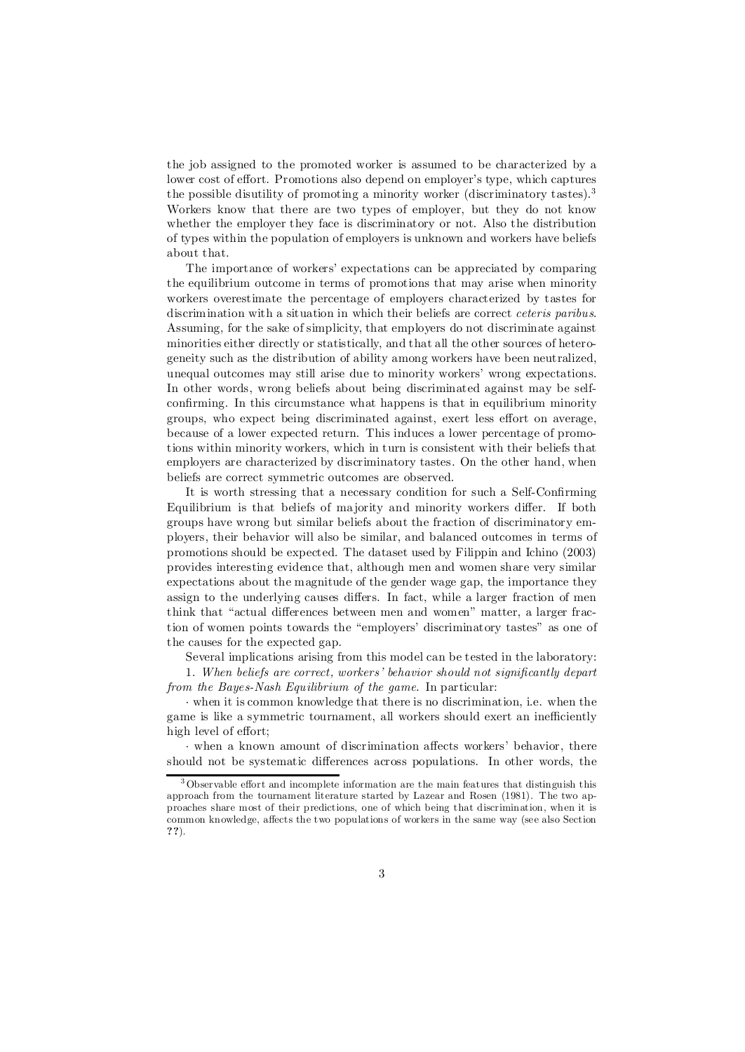the job assigned to the promoted worker is assumed to be characterized by a lower cost of effort. Promotions also depend on employer's type, which captures the possible disutility of promoting a minority worker (discriminatory tastes).[3] Workers know that there are two types of employer, but they do not know whether the employer they face is discriminatory or not. Also the distribution of types within the population of employers is unknown and workers have beliefs about that.

The importance of workers' expectations can be appreciated by comparing the equilibrium outcome in terms of promotions that may arise when minority workers overestimate the percentage of employers characterized by tastes for discrimination with a situation in which their beliefs are correct *ceteris paribus*. Assuming, for the sake of simplicity, that employers do not discriminate against minorities either directly or statistically, and that all the other sources of heterogeneity such as the distribution of ability among workers have been neutralized, unequal outcomes may still arise due to minority workers' wrong expectations. In other words, wrong beliefs about being discriminated against may be self-confirming. In this circumstance what happens is that in equilibrium minority groups, who expect being discriminated against, exert less effort on average, because of a lower expected return. This induces a lower percentage of promotions within minority workers, which in turn is consistent with their beliefs that employers are characterized by discriminatory tastes. On the other hand, when beliefs are correct symmetric outcomes are observed.

It is worth stressing that a necessary condition for such a Self-Confirming Equilibrium is that beliefs of majority and minority workers differ. If both groups have wrong but similar beliefs about the fraction of discriminatory employers, their behavior will also be similar, and balanced outcomes in terms of promotions should be expected. The dataset used by Filippin and Ichino (2003) provides interesting evidence that, although men and women share very similar expectations about the magnitude of the gender wage gap, the importance they assign to the underlying causes differs. In fact, while a larger fraction of men think that "actual differences between men and women" matter, a larger fraction of women points towards the "employers' discriminatory tastes" as one of the causes for the expected gap.

Several implications arising from this model can be tested in the laboratory:

1. *When beliefs are correct, workers' behavior should not significantly depart from the Bayes-Nash Equilibrium of the game*. In particular:

· when it is common knowledge that there is no discrimination, i.e. when the game is like a symmetric tournament, all workers should exert an inefficiently high level of effort;

· when a known amount of discrimination affects workers' behavior, there should not be systematic differences across populations. In other words, the

[3] Observable effort and incomplete information are the main features that distinguish this approach from the tournament literature started by Lazear and Rosen (1981). The two approaches share most of their predictions, one of which being that discrimination, when it is common knowledge, affects the two populations of workers in the same way (see also Section ??).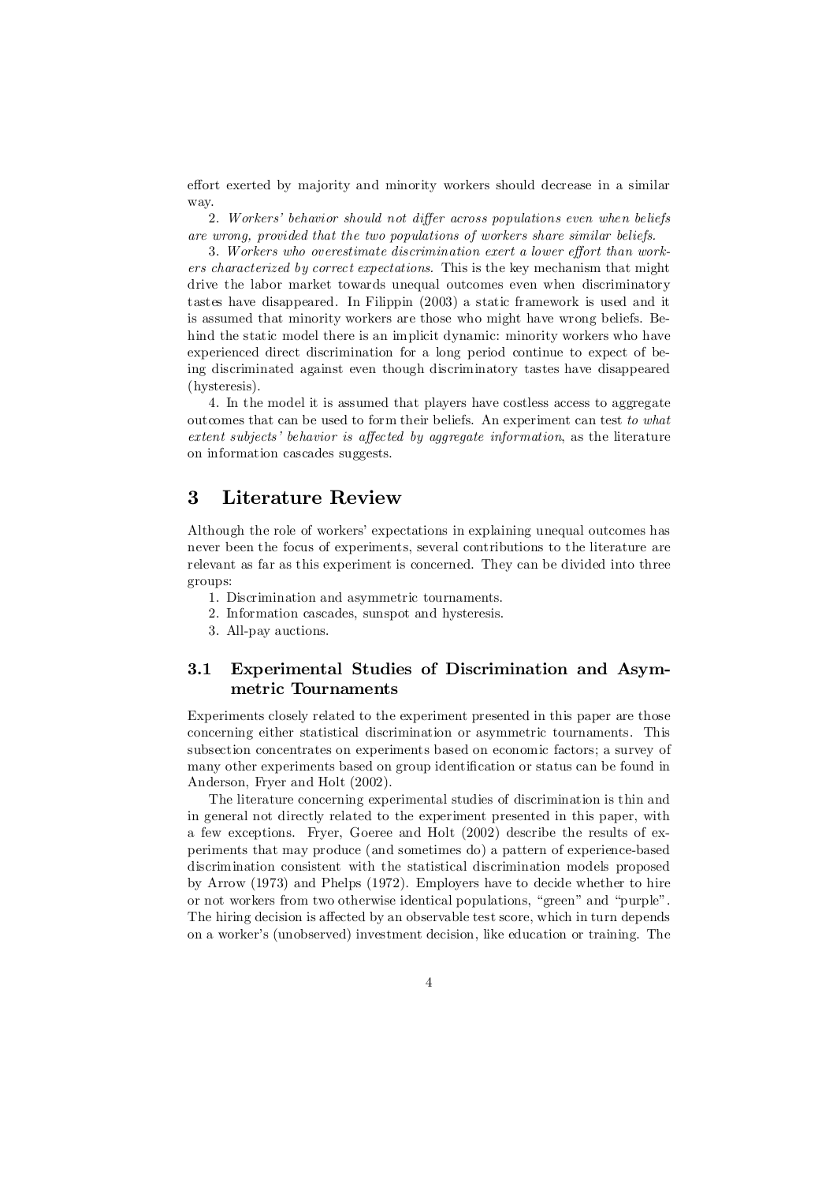effort exerted by majority and minority workers should decrease in a similar way.

2. *Workers' behavior should not differ across populations even when beliefs are wrong, provided that the two populations of workers share similar beliefs.*

3. *Workers who overestimate discrimination exert a lower effort than workers characterized by correct expectations.* This is the key mechanism that might drive the labor market towards unequal outcomes even when discriminatory tastes have disappeared. In Filippin (2003) a static framework is used and it is assumed that minority workers are those who might have wrong beliefs. Behind the static model there is an implicit dynamic: minority workers who have experienced direct discrimination for a long period continue to expect of being discriminated against even though discriminatory tastes have disappeared (hysteresis).

4. In the model it is assumed that players have costless access to aggregate outcomes that can be used to form their beliefs. An experiment can test *to what extent subjects' behavior is affected by aggregate information*, as the literature on information cascades suggests.

# 3 Literature Review

Although the role of workers' expectations in explaining unequal outcomes has never been the focus of experiments, several contributions to the literature are relevant as far as this experiment is concerned. They can be divided into three groups:

1. Discrimination and asymmetric tournaments.
2. Information cascades, sunspot and hysteresis.
3. All-pay auctions.

## 3.1 Experimental Studies of Discrimination and Asymmetric Tournaments

Experiments closely related to the experiment presented in this paper are those concerning either statistical discrimination or asymmetric tournaments. This subsection concentrates on experiments based on economic factors; a survey of many other experiments based on group identification or status can be found in Anderson, Fryer and Holt (2002).

The literature concerning experimental studies of discrimination is thin and in general not directly related to the experiment presented in this paper, with a few exceptions. Fryer, Goeree and Holt (2002) describe the results of experiments that may produce (and sometimes do) a pattern of experience-based discrimination consistent with the statistical discrimination models proposed by Arrow (1973) and Phelps (1972). Employers have to decide whether to hire or not workers from two otherwise identical populations, "green" and "purple". The hiring decision is affected by an observable test score, which in turn depends on a worker's (unobserved) investment decision, like education or training. The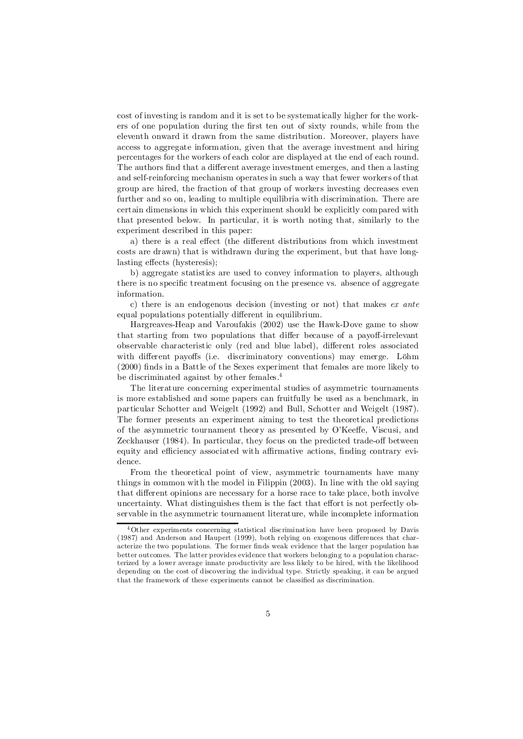cost of investing is random and it is set to be systematically higher for the workers of one population during the first ten out of sixty rounds, while from the eleventh onward it drawn from the same distribution. Moreover, players have access to aggregate information, given that the average investment and hiring percentages for the workers of each color are displayed at the end of each round. The authors find that a different average investment emerges, and then a lasting and self-reinforcing mechanism operates in such a way that fewer workers of that group are hired, the fraction of that group of workers investing decreases even further and so on, leading to multiple equilibria with discrimination. There are certain dimensions in which this experiment should be explicitly compared with that presented below. In particular, it is worth noting that, similarly to the experiment described in this paper:

a) there is a real effect (the different distributions from which investment costs are drawn) that is withdrawn during the experiment, but that have long-lasting effects (hysteresis);

b) aggregate statistics are used to convey information to players, although there is no specific treatment focusing on the presence vs. absence of aggregate information.

c) there is an endogenous decision (investing or not) that makes *ex ante* equal populations potentially different in equilibrium.

Hargreaves-Heap and Varoufakis (2002) use the Hawk-Dove game to show that starting from two populations that differ because of a payoff-irrelevant observable characteristic only (red and blue label), different roles associated with different payoffs (i.e. discriminatory conventions) may emerge. Löhm (2000) finds in a Battle of the Sexes experiment that females are more likely to be discriminated against by other females.[4]

The literature concerning experimental studies of asymmetric tournaments is more established and some papers can fruitfully be used as a benchmark, in particular Schotter and Weigelt (1992) and Bull, Schotter and Weigelt (1987). The former presents an experiment aiming to test the theoretical predictions of the asymmetric tournament theory as presented by O'Keeffe, Viscusi, and Zeckhauser (1984). In particular, they focus on the predicted trade-off between equity and efficiency associated with affirmative actions, finding contrary evidence.

From the theoretical point of view, asymmetric tournaments have many things in common with the model in Filippin (2003). In line with the old saying that different opinions are necessary for a horse race to take place, both involve uncertainty. What distinguishes them is the fact that effort is not perfectly observable in the asymmetric tournament literature, while incomplete information

[4] Other experiments concerning statistical discrimination have been proposed by Davis (1987) and Anderson and Haupert (1999), both relying on exogenous differences that characterize the two populations. The former finds weak evidence that the larger population has better outcomes. The latter provides evidence that workers belonging to a population characterized by a lower average innate productivity are less likely to be hired, with the likelihood depending on the cost of discovering the individual type. Strictly speaking, it can be argued that the framework of these experiments cannot be classified as discrimination.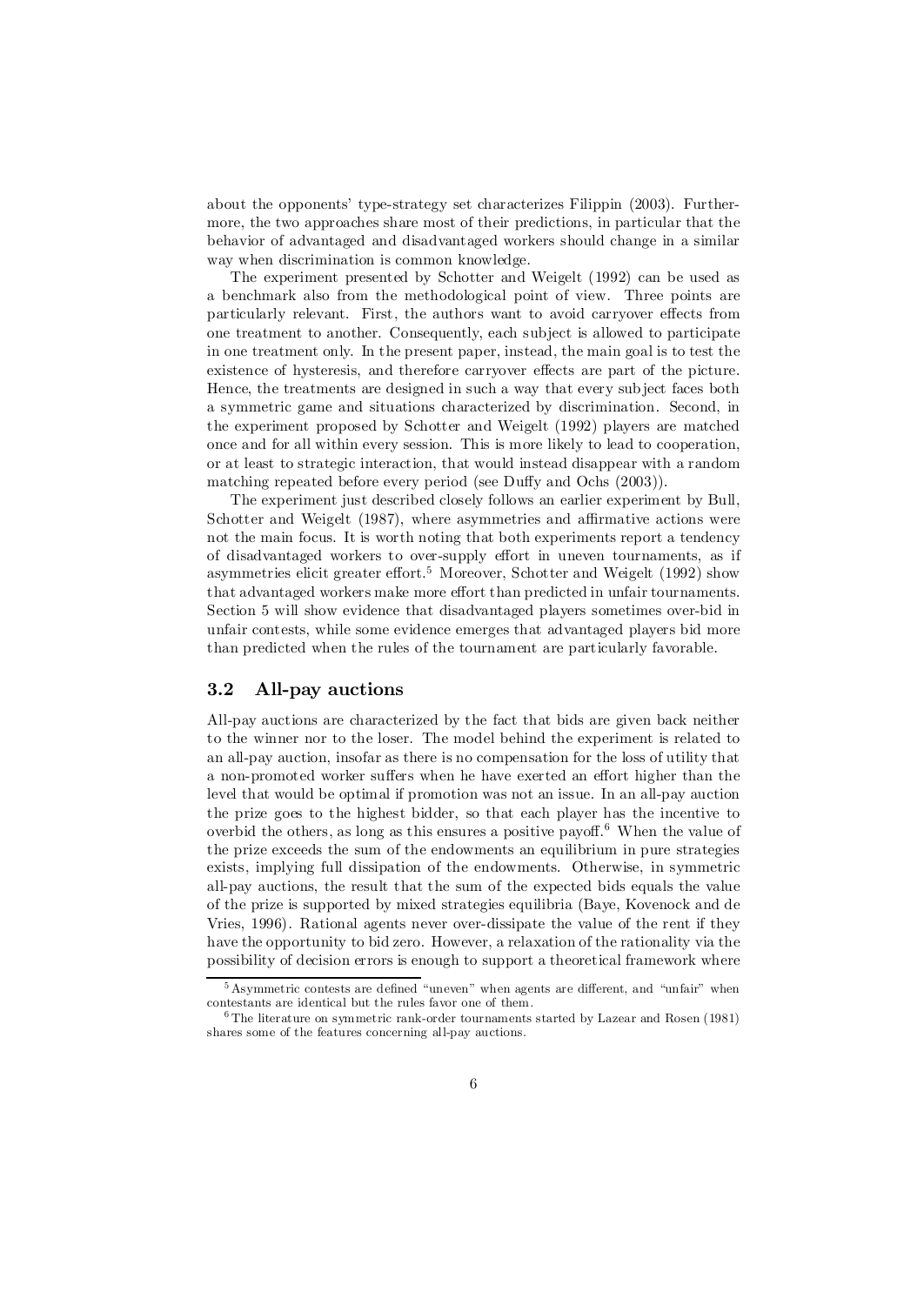about the opponents' type-strategy set characterizes Filippin (2003). Furthermore, the two approaches share most of their predictions, in particular that the behavior of advantaged and disadvantaged workers should change in a similar way when discrimination is common knowledge.

The experiment presented by Schotter and Weigelt (1992) can be used as a benchmark also from the methodological point of view. Three points are particularly relevant. First, the authors want to avoid carryover effects from one treatment to another. Consequently, each subject is allowed to participate in one treatment only. In the present paper, instead, the main goal is to test the existence of hysteresis, and therefore carryover effects are part of the picture. Hence, the treatments are designed in such a way that every subject faces both a symmetric game and situations characterized by discrimination. Second, in the experiment proposed by Schotter and Weigelt (1992) players are matched once and for all within every session. This is more likely to lead to cooperation, or at least to strategic interaction, that would instead disappear with a random matching repeated before every period (see Duffy and Ochs (2003)).

The experiment just described closely follows an earlier experiment by Bull, Schotter and Weigelt (1987), where asymmetries and affirmative actions were not the main focus. It is worth noting that both experiments report a tendency of disadvantaged workers to over-supply effort in uneven tournaments, as if asymmetries elicit greater effort.[5] Moreover, Schotter and Weigelt (1992) show that advantaged workers make more effort than predicted in unfair tournaments. Section 5 will show evidence that disadvantaged players sometimes over-bid in unfair contests, while some evidence emerges that advantaged players bid more than predicted when the rules of the tournament are particularly favorable.

### 3.2 All-pay auctions

All-pay auctions are characterized by the fact that bids are given back neither to the winner nor to the loser. The model behind the experiment is related to an all-pay auction, insofar as there is no compensation for the loss of utility that a non-promoted worker suffers when he have exerted an effort higher than the level that would be optimal if promotion was not an issue. In an all-pay auction the prize goes to the highest bidder, so that each player has the incentive to overbid the others, as long as this ensures a positive payoff.[6] When the value of the prize exceeds the sum of the endowments an equilibrium in pure strategies exists, implying full dissipation of the endowments. Otherwise, in symmetric all-pay auctions, the result that the sum of the expected bids equals the value of the prize is supported by mixed strategies equilibria (Baye, Kovenock and de Vries, 1996). Rational agents never over-dissipate the value of the rent if they have the opportunity to bid zero. However, a relaxation of the rationality via the possibility of decision errors is enough to support a theoretical framework where

[5] Asymmetric contests are defined "uneven" when agents are different, and "unfair" when contestants are identical but the rules favor one of them.

[6] The literature on symmetric rank-order tournaments started by Lazear and Rosen (1981) shares some of the features concerning all-pay auctions.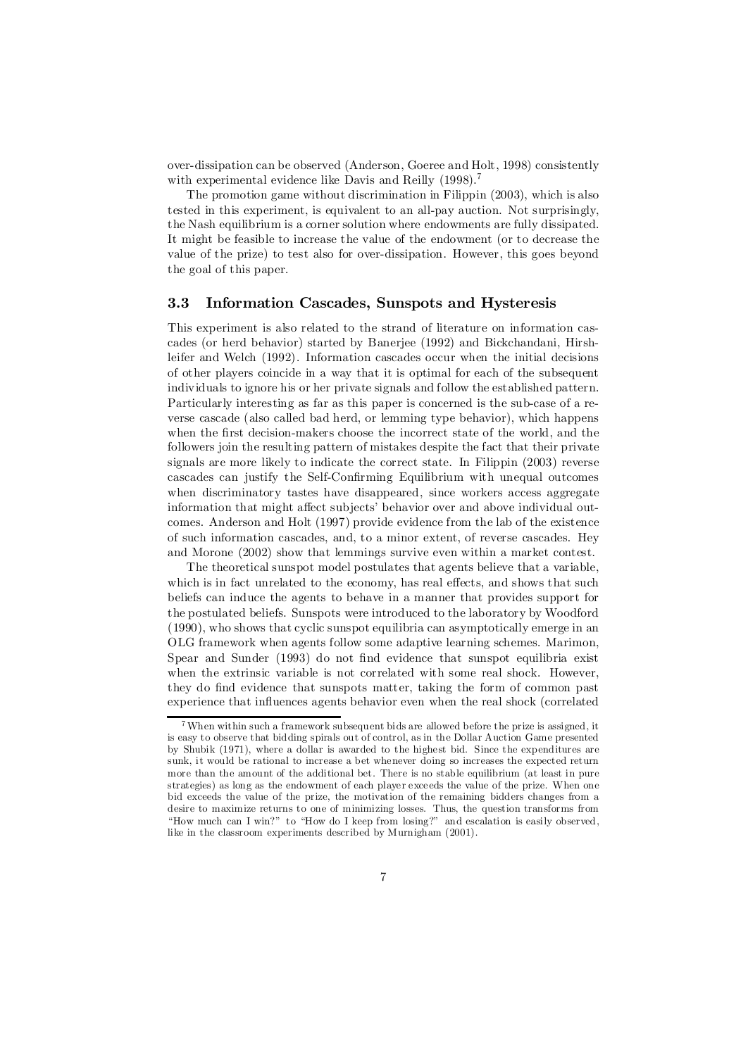over-dissipation can be observed (Anderson, Goeree and Holt, 1998) consistently with experimental evidence like Davis and Reilly (1998).[7]

The promotion game without discrimination in Filippin (2003), which is also tested in this experiment, is equivalent to an all-pay auction. Not surprisingly, the Nash equilibrium is a corner solution where endowments are fully dissipated. It might be feasible to increase the value of the endowment (or to decrease the value of the prize) to test also for over-dissipation. However, this goes beyond the goal of this paper.

### 3.3 Information Cascades, Sunspots and Hysteresis

This experiment is also related to the strand of literature on information cascades (or herd behavior) started by Banerjee (1992) and Bickchandani, Hirshleifer and Welch (1992). Information cascades occur when the initial decisions of other players coincide in a way that it is optimal for each of the subsequent individuals to ignore his or her private signals and follow the established pattern. Particularly interesting as far as this paper is concerned is the sub-case of a reverse cascade (also called bad herd, or lemming type behavior), which happens when the first decision-makers choose the incorrect state of the world, and the followers join the resulting pattern of mistakes despite the fact that their private signals are more likely to indicate the correct state. In Filippin (2003) reverse cascades can justify the Self-Confirming Equilibrium with unequal outcomes when discriminatory tastes have disappeared, since workers access aggregate information that might affect subjects' behavior over and above individual outcomes. Anderson and Holt (1997) provide evidence from the lab of the existence of such information cascades, and, to a minor extent, of reverse cascades. Hey and Morone (2002) show that lemmings survive even within a market contest.

The theoretical sunspot model postulates that agents believe that a variable, which is in fact unrelated to the economy, has real effects, and shows that such beliefs can induce the agents to behave in a manner that provides support for the postulated beliefs. Sunspots were introduced to the laboratory by Woodford (1990), who shows that cyclic sunspot equilibria can asymptotically emerge in an OLG framework when agents follow some adaptive learning schemes. Marimon, Spear and Sunder (1993) do not find evidence that sunspot equilibria exist when the extrinsic variable is not correlated with some real shock. However, they do find evidence that sunspots matter, taking the form of common past experience that influences agents behavior even when the real shock (correlated

[7] When within such a framework subsequent bids are allowed before the prize is assigned, it is easy to observe that bidding spirals out of control, as in the Dollar Auction Game presented by Shubik (1971), where a dollar is awarded to the highest bid. Since the expenditures are sunk, it would be rational to increase a bet whenever doing so increases the expected return more than the amount of the additional bet. There is no stable equilibrium (at least in pure strategies) as long as the endowment of each player exceeds the value of the prize. When one bid exceeds the value of the prize, the motivation of the remaining bidders changes from a desire to maximize returns to one of minimizing losses. Thus, the question transforms from "How much can I win?" to "How do I keep from losing?" and escalation is easily observed, like in the classroom experiments described by Murnigham (2001).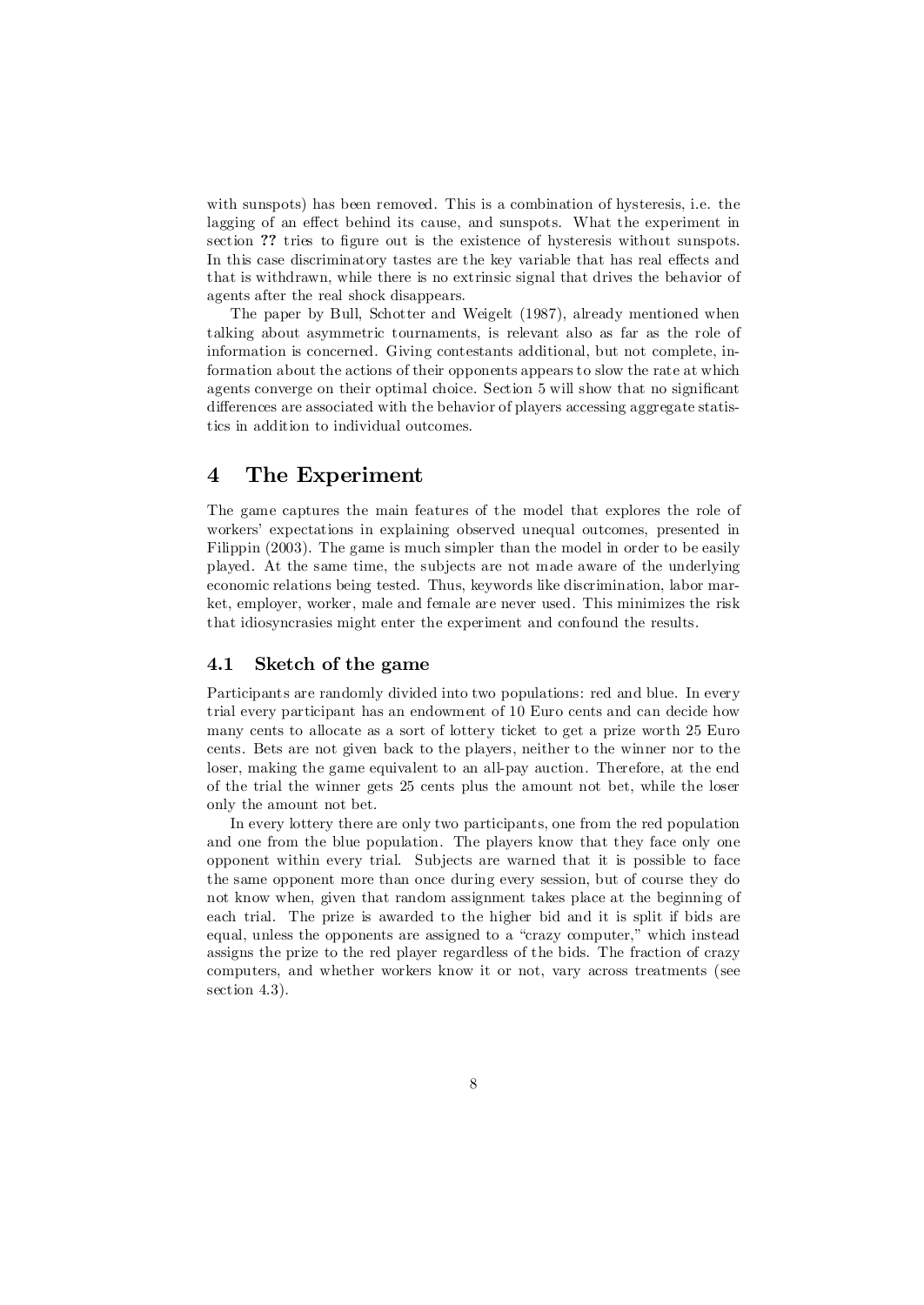with sunspots) has been removed. This is a combination of hysteresis, i.e. the lagging of an effect behind its cause, and sunspots. What the experiment in section ?? tries to figure out is the existence of hysteresis without sunspots. In this case discriminatory tastes are the key variable that has real effects and that is withdrawn, while there is no extrinsic signal that drives the behavior of agents after the real shock disappears.

The paper by Bull, Schotter and Weigelt (1987), already mentioned when talking about asymmetric tournaments, is relevant also as far as the role of information is concerned. Giving contestants additional, but not complete, information about the actions of their opponents appears to slow the rate at which agents converge on their optimal choice. Section 5 will show that no significant differences are associated with the behavior of players accessing aggregate statistics in addition to individual outcomes.

# 4 The Experiment

The game captures the main features of the model that explores the role of workers' expectations in explaining observed unequal outcomes, presented in Filippin (2003). The game is much simpler than the model in order to be easily played. At the same time, the subjects are not made aware of the underlying economic relations being tested. Thus, keywords like discrimination, labor market, employer, worker, male and female are never used. This minimizes the risk that idiosyncrasies might enter the experiment and confound the results.

## 4.1 Sketch of the game

Participants are randomly divided into two populations: red and blue. In every trial every participant has an endowment of 10 Euro cents and can decide how many cents to allocate as a sort of lottery ticket to get a prize worth 25 Euro cents. Bets are not given back to the players, neither to the winner nor to the loser, making the game equivalent to an all-pay auction. Therefore, at the end of the trial the winner gets 25 cents plus the amount not bet, while the loser only the amount not bet.

In every lottery there are only two participants, one from the red population and one from the blue population. The players know that they face only one opponent within every trial. Subjects are warned that it is possible to face the same opponent more than once during every session, but of course they do not know when, given that random assignment takes place at the beginning of each trial. The prize is awarded to the higher bid and it is split if bids are equal, unless the opponents are assigned to a "crazy computer," which instead assigns the prize to the red player regardless of the bids. The fraction of crazy computers, and whether workers know it or not, vary across treatments (see section 4.3).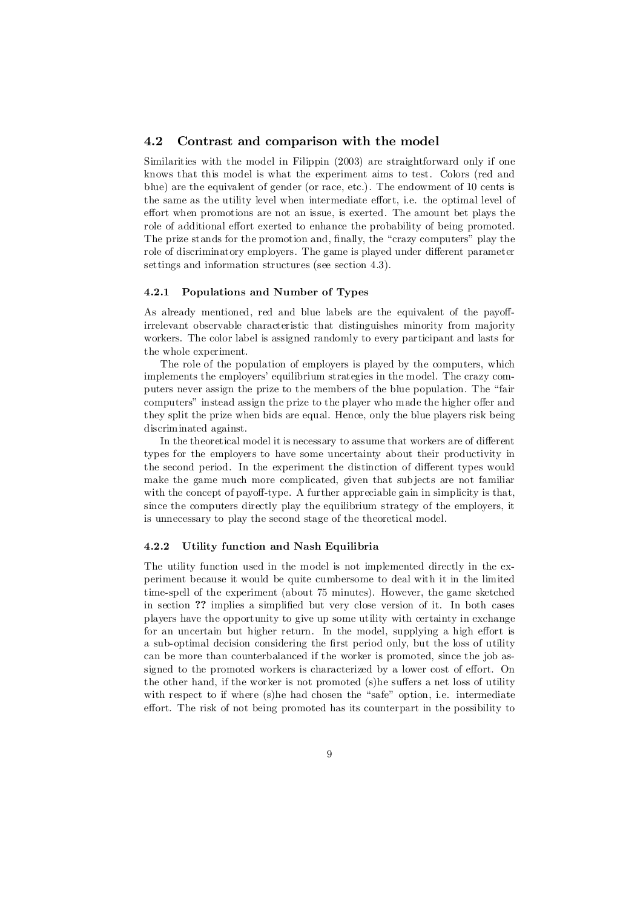## 4.2 Contrast and comparison with the model

Similarities with the model in Filippin (2003) are straightforward only if one knows that this model is what the experiment aims to test. Colors (red and blue) are the equivalent of gender (or race, etc.). The endowment of 10 cents is the same as the utility level when intermediate effort, i.e. the optimal level of effort when promotions are not an issue, is exerted. The amount bet plays the role of additional effort exerted to enhance the probability of being promoted. The prize stands for the promotion and, finally, the "crazy computers" play the role of discriminatory employers. The game is played under different parameter settings and information structures (see section 4.3).

### 4.2.1 Populations and Number of Types

As already mentioned, red and blue labels are the equivalent of the payoff-irrelevant observable characteristic that distinguishes minority from majority workers. The color label is assigned randomly to every participant and lasts for the whole experiment.

The role of the population of employers is played by the computers, which implements the employers' equilibrium strategies in the model. The crazy computers never assign the prize to the members of the blue population. The "fair computers" instead assign the prize to the player who made the higher offer and they split the prize when bids are equal. Hence, only the blue players risk being discriminated against.

In the theoretical model it is necessary to assume that workers are of different types for the employers to have some uncertainty about their productivity in the second period. In the experiment the distinction of different types would make the game much more complicated, given that subjects are not familiar with the concept of payoff-type. A further appreciable gain in simplicity is that, since the computers directly play the equilibrium strategy of the employers, it is unnecessary to play the second stage of the theoretical model.

### 4.2.2 Utility function and Nash Equilibria

The utility function used in the model is not implemented directly in the experiment because it would be quite cumbersome to deal with it in the limited time-spell of the experiment (about 75 minutes). However, the game sketched in section ?? implies a simplified but very close version of it. In both cases players have the opportunity to give up some utility with certainty in exchange for an uncertain but higher return. In the model, supplying a high effort is a sub-optimal decision considering the first period only, but the loss of utility can be more than counterbalanced if the worker is promoted, since the job assigned to the promoted workers is characterized by a lower cost of effort. On the other hand, if the worker is not promoted (s)he suffers a net loss of utility with respect to if where (s)he had chosen the "safe" option, i.e. intermediate effort. The risk of not being promoted has its counterpart in the possibility to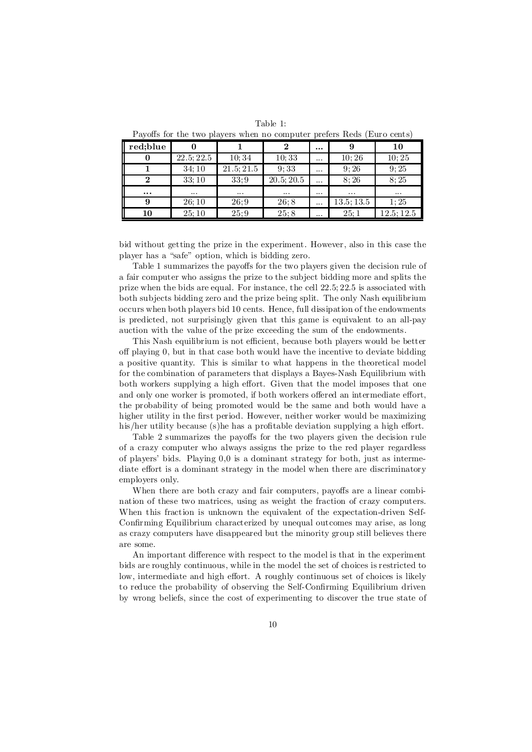Table 1:
Payoffs for the two players when no computer prefers Reds (Euro cents)

| **red;blue** | **0** | **1** | **2** | **...** | **9** | **10** |
|---|---|---|---|---|---|---|
| **0** | 22.5; 22.5 | 10; 34 | 10; 33 | ... | 10; 26 | 10; 25 |
| **1** | 34; 10 | 21.5; 21.5 | 9; 33 | ... | 9; 26 | 9; 25 |
| **2** | 33; 10 | 33; 9 | 20.5; 20.5 | ... | 8; 26 | 8; 25 |
| **...** | ... | ... | ... | ... | ... | ... |
| **9** | 26; 10 | 26; 9 | 26; 8 | ... | 13.5; 13.5 | 1; 25 |
| **10** | 25; 10 | 25; 9 | 25; 8 | ... | 25; 1 | 12.5; 12.5 |

bid without getting the prize in the experiment. However, also in this case the player has a "safe" option, which is bidding zero.

Table 1 summarizes the payoffs for the two players given the decision rule of a fair computer who assigns the prize to the subject bidding more and splits the prize when the bids are equal. For instance, the cell 22.5; 22.5 is associated with both subjects bidding zero and the prize being split. The only Nash equilibrium occurs when both players bid 10 cents. Hence, full dissipation of the endowments is predicted, not surprisingly given that this game is equivalent to an all-pay auction with the value of the prize exceeding the sum of the endowments.

This Nash equilibrium is not efficient, because both players would be better off playing 0, but in that case both would have the incentive to deviate bidding a positive quantity. This is similar to what happens in the theoretical model for the combination of parameters that displays a Bayes-Nash Equilibrium with both workers supplying a high effort. Given that the model imposes that one and only one worker is promoted, if both workers offered an intermediate effort, the probability of being promoted would be the same and both would have a higher utility in the first period. However, neither worker would be maximizing his/her utility because (s)he has a profitable deviation supplying a high effort.

Table 2 summarizes the payoffs for the two players given the decision rule of a crazy computer who always assigns the prize to the red player regardless of players' bids. Playing 0,0 is a dominant strategy for both, just as intermediate effort is a dominant strategy in the model when there are discriminatory employers only.

When there are both crazy and fair computers, payoffs are a linear combination of these two matrices, using as weight the fraction of crazy computers. When this fraction is unknown the equivalent of the expectation-driven Self-Confirming Equilibrium characterized by unequal outcomes may arise, as long as crazy computers have disappeared but the minority group still believes there are some.

An important difference with respect to the model is that in the experiment bids are roughly continuous, while in the model the set of choices is restricted to low, intermediate and high effort. A roughly continuous set of choices is likely to reduce the probability of observing the Self-Confirming Equilibrium driven by wrong beliefs, since the cost of experimenting to discover the true state of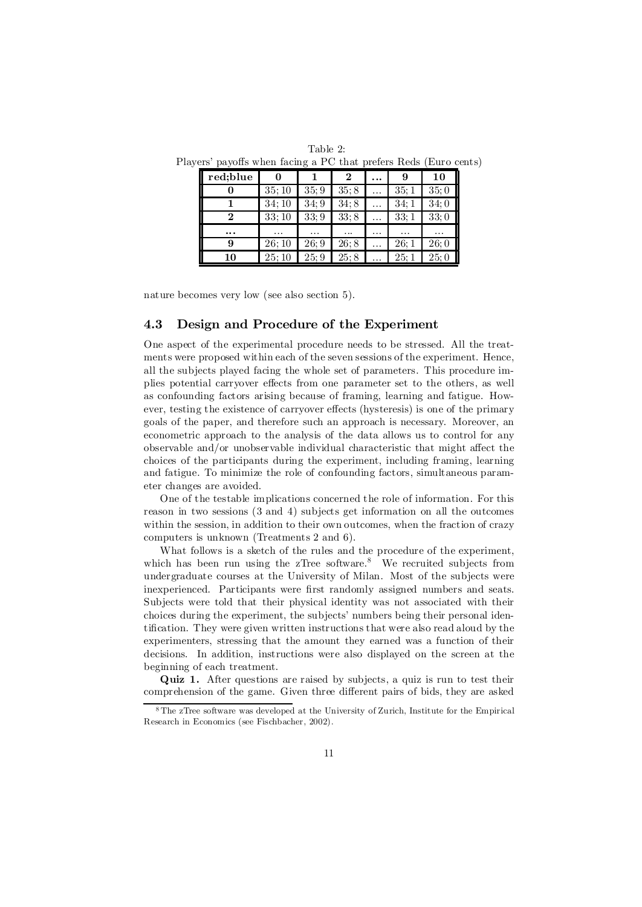Table 2:
Players' payoffs when facing a PC that prefers Reds (Euro cents)

| **red;blue** | **0** | **1** | **2** | **...** | **9** | **10** |
|---|---|---|---|---|---|---|
| **0** | 35; 10 | 35; 9 | 35; 8 | ... | 35; 1 | 35; 0 |
| **1** | 34; 10 | 34; 9 | 34; 8 | ... | 34; 1 | 34; 0 |
| **2** | 33; 10 | 33; 9 | 33; 8 | ... | 33; 1 | 33; 0 |
| **...** | ... | ... | ... | ... | ... | ... |
| **9** | 26; 10 | 26; 9 | 26; 8 | ... | 26; 1 | 26; 0 |
| **10** | 25; 10 | 25; 9 | 25; 8 | ... | 25; 1 | 25; 0 |

nature becomes very low (see also section 5).

### 4.3 Design and Procedure of the Experiment

One aspect of the experimental procedure needs to be stressed. All the treatments were proposed within each of the seven sessions of the experiment. Hence, all the subjects played facing the whole set of parameters. This procedure implies potential carryover effects from one parameter set to the others, as well as confounding factors arising because of framing, learning and fatigue. However, testing the existence of carryover effects (hysteresis) is one of the primary goals of the paper, and therefore such an approach is necessary. Moreover, an econometric approach to the analysis of the data allows us to control for any observable and/or unobservable individual characteristic that might affect the choices of the participants during the experiment, including framing, learning and fatigue. To minimize the role of confounding factors, simultaneous parameter changes are avoided.

One of the testable implications concerned the role of information. For this reason in two sessions (3 and 4) subjects get information on all the outcomes within the session, in addition to their own outcomes, when the fraction of crazy computers is unknown (Treatments 2 and 6).

What follows is a sketch of the rules and the procedure of the experiment, which has been run using the zTree software.[8] We recruited subjects from undergraduate courses at the University of Milan. Most of the subjects were inexperienced. Participants were first randomly assigned numbers and seats. Subjects were told that their physical identity was not associated with their choices during the experiment, the subjects' numbers being their personal identification. They were given written instructions that were also read aloud by the experimenters, stressing that the amount they earned was a function of their decisions. In addition, instructions were also displayed on the screen at the beginning of each treatment.

**Quiz 1.** After questions are raised by subjects, a quiz is run to test their comprehension of the game. Given three different pairs of bids, they are asked

[8] The zTree software was developed at the University of Zurich, Institute for the Empirical Research in Economics (see Fischbacher, 2002).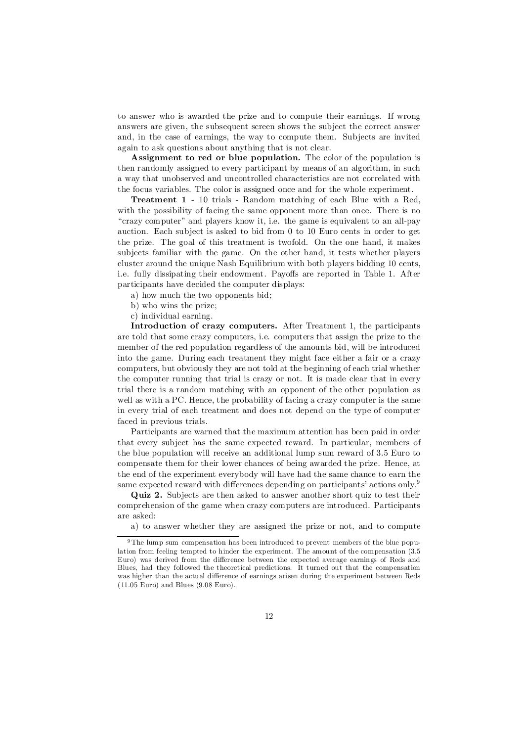to answer who is awarded the prize and to compute their earnings. If wrong answers are given, the subsequent screen shows the subject the correct answer and, in the case of earnings, the way to compute them. Subjects are invited again to ask questions about anything that is not clear.

**Assignment to red or blue population.** The color of the population is then randomly assigned to every participant by means of an algorithm, in such a way that unobserved and uncontrolled characteristics are not correlated with the focus variables. The color is assigned once and for the whole experiment.

**Treatment 1** - 10 trials - Random matching of each Blue with a Red, with the possibility of facing the same opponent more than once. There is no "crazy computer" and players know it, i.e. the game is equivalent to an all-pay auction. Each subject is asked to bid from 0 to 10 Euro cents in order to get the prize. The goal of this treatment is twofold. On the one hand, it makes subjects familiar with the game. On the other hand, it tests whether players cluster around the unique Nash Equilibrium with both players bidding 10 cents, i.e. fully dissipating their endowment. Payoffs are reported in Table 1. After participants have decided the computer displays:

a) how much the two opponents bid;

b) who wins the prize;

c) individual earning.

**Introduction of crazy computers.** After Treatment 1, the participants are told that some crazy computers, i.e. computers that assign the prize to the member of the red population regardless of the amounts bid, will be introduced into the game. During each treatment they might face either a fair or a crazy computers, but obviously they are not told at the beginning of each trial whether the computer running that trial is crazy or not. It is made clear that in every trial there is a random matching with an opponent of the other population as well as with a PC. Hence, the probability of facing a crazy computer is the same in every trial of each treatment and does not depend on the type of computer faced in previous trials.

Participants are warned that the maximum attention has been paid in order that every subject has the same expected reward. In particular, members of the blue population will receive an additional lump sum reward of 3.5 Euro to compensate them for their lower chances of being awarded the prize. Hence, at the end of the experiment everybody will have had the same chance to earn the same expected reward with differences depending on participants' actions only.[9]

**Quiz 2.** Subjects are then asked to answer another short quiz to test their comprehension of the game when crazy computers are introduced. Participants are asked:

a) to answer whether they are assigned the prize or not, and to compute

---

[9] The lump sum compensation has been introduced to prevent members of the blue population from feeling tempted to hinder the experiment. The amount of the compensation (3.5 Euro) was derived from the difference between the expected average earnings of Reds and Blues, had they followed the theoretical predictions. It turned out that the compensation was higher than the actual difference of earnings arisen during the experiment between Reds (11.05 Euro) and Blues (9.08 Euro).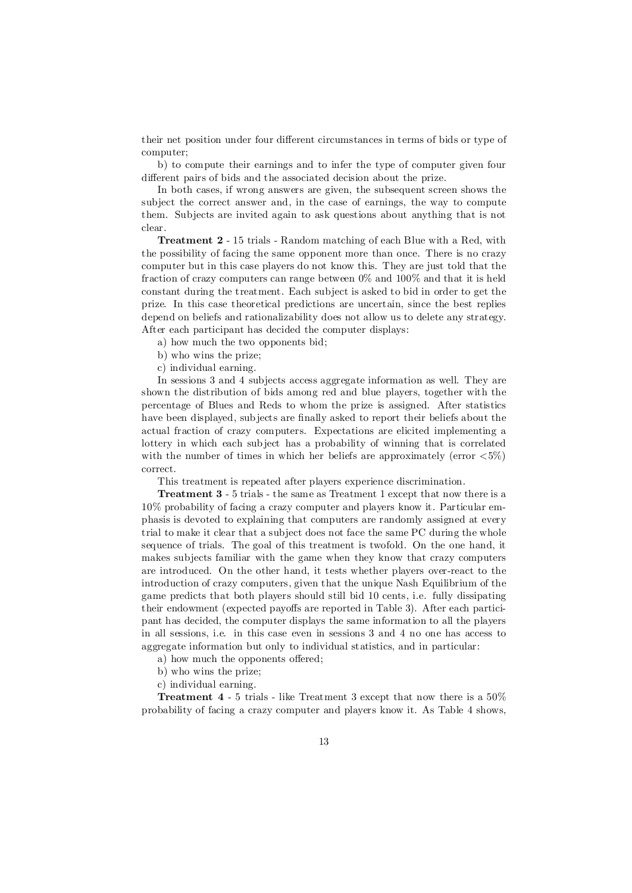their net position under four different circumstances in terms of bids or type of computer;

b) to compute their earnings and to infer the type of computer given four different pairs of bids and the associated decision about the prize.

In both cases, if wrong answers are given, the subsequent screen shows the subject the correct answer and, in the case of earnings, the way to compute them. Subjects are invited again to ask questions about anything that is not clear.

**Treatment 2** - 15 trials - Random matching of each Blue with a Red, with the possibility of facing the same opponent more than once. There is no crazy computer but in this case players do not know this. They are just told that the fraction of crazy computers can range between 0% and 100% and that it is held constant during the treatment. Each subject is asked to bid in order to get the prize. In this case theoretical predictions are uncertain, since the best replies depend on beliefs and rationalizability does not allow us to delete any strategy. After each participant has decided the computer displays:

a) how much the two opponents bid;

b) who wins the prize;

c) individual earning.

In sessions 3 and 4 subjects access aggregate information as well. They are shown the distribution of bids among red and blue players, together with the percentage of Blues and Reds to whom the prize is assigned. After statistics have been displayed, subjects are finally asked to report their beliefs about the actual fraction of crazy computers. Expectations are elicited implementing a lottery in which each subject has a probability of winning that is correlated with the number of times in which her beliefs are approximately (error $<5\%$) correct.

This treatment is repeated after players experience discrimination.

**Treatment 3** - 5 trials - the same as Treatment 1 except that now there is a 10% probability of facing a crazy computer and players know it. Particular emphasis is devoted to explaining that computers are randomly assigned at every trial to make it clear that a subject does not face the same PC during the whole sequence of trials. The goal of this treatment is twofold. On the one hand, it makes subjects familiar with the game when they know that crazy computers are introduced. On the other hand, it tests whether players over-react to the introduction of crazy computers, given that the unique Nash Equilibrium of the game predicts that both players should still bid 10 cents, i.e. fully dissipating their endowment (expected payoffs are reported in Table 3). After each participant has decided, the computer displays the same information to all the players in all sessions, i.e. in this case even in sessions 3 and 4 no one has access to aggregate information but only to individual statistics, and in particular:

a) how much the opponents offered;

b) who wins the prize;

c) individual earning.

**Treatment 4** - 5 trials - like Treatment 3 except that now there is a 50% probability of facing a crazy computer and players know it. As Table 4 shows,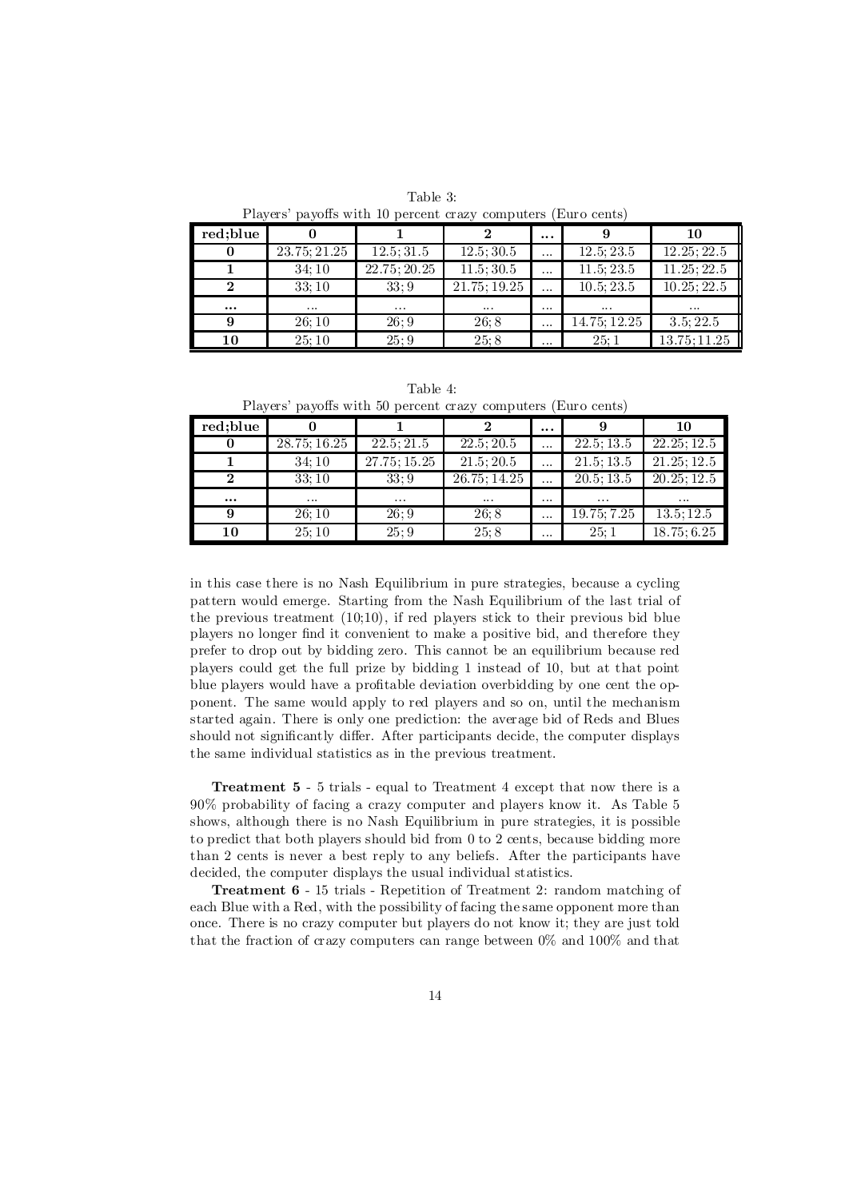Table 3:
Players' payoffs with 10 percent crazy computers (Euro cents)

| red;blue | 0 | 1 | 2 | ... | 9 | 10 |
|---|---|---|---|---|---|---|
| **0** | 23.75; 21.25 | 12.5; 31.5 | 12.5; 30.5 | ... | 12.5; 23.5 | 12.25; 22.5 |
| **1** | 34; 10 | 22.75; 20.25 | 11.5; 30.5 | ... | 11.5; 23.5 | 11.25; 22.5 |
| **2** | 33; 10 | 33; 9 | 21.75; 19.25 | ... | 10.5; 23.5 | 10.25; 22.5 |
| **...** | ... | ... | ... | ... | ... | ... |
| **9** | 26; 10 | 26; 9 | 26; 8 | ... | 14.75; 12.25 | 3.5; 22.5 |
| **10** | 25; 10 | 25; 9 | 25; 8 | ... | 25; 1 | 13.75; 11.25 |

Table 4:
Players' payoffs with 50 percent crazy computers (Euro cents)

| red;blue | 0 | 1 | 2 | ... | 9 | 10 |
|---|---|---|---|---|---|---|
| **0** | 28.75; 16.25 | 22.5; 21.5 | 22.5; 20.5 | ... | 22.5; 13.5 | 22.25; 12.5 |
| **1** | 34; 10 | 27.75; 15.25 | 21.5; 20.5 | ... | 21.5; 13.5 | 21.25; 12.5 |
| **2** | 33; 10 | 33; 9 | 26.75; 14.25 | ... | 20.5; 13.5 | 20.25; 12.5 |
| **...** | ... | ... | ... | ... | ... | ... |
| **9** | 26; 10 | 26; 9 | 26; 8 | ... | 19.75; 7.25 | 13.5; 12.5 |
| **10** | 25; 10 | 25; 9 | 25; 8 | ... | 25; 1 | 18.75; 6.25 |

in this case there is no Nash Equilibrium in pure strategies, because a cycling pattern would emerge. Starting from the Nash Equilibrium of the last trial of the previous treatment (10;10), if red players stick to their previous bid blue players no longer find it convenient to make a positive bid, and therefore they prefer to drop out by bidding zero. This cannot be an equilibrium because red players could get the full prize by bidding 1 instead of 10, but at that point blue players would have a profitable deviation overbidding by one cent the opponent. The same would apply to red players and so on, until the mechanism started again. There is only one prediction: the average bid of Reds and Blues should not significantly differ. After participants decide, the computer displays the same individual statistics as in the previous treatment.

**Treatment 5** - 5 trials - equal to Treatment 4 except that now there is a 90% probability of facing a crazy computer and players know it. As Table 5 shows, although there is no Nash Equilibrium in pure strategies, it is possible to predict that both players should bid from 0 to 2 cents, because bidding more than 2 cents is never a best reply to any beliefs. After the participants have decided, the computer displays the usual individual statistics.

**Treatment 6** - 15 trials - Repetition of Treatment 2: random matching of each Blue with a Red, with the possibility of facing the same opponent more than once. There is no crazy computer but players do not know it; they are just told that the fraction of crazy computers can range between 0% and 100% and that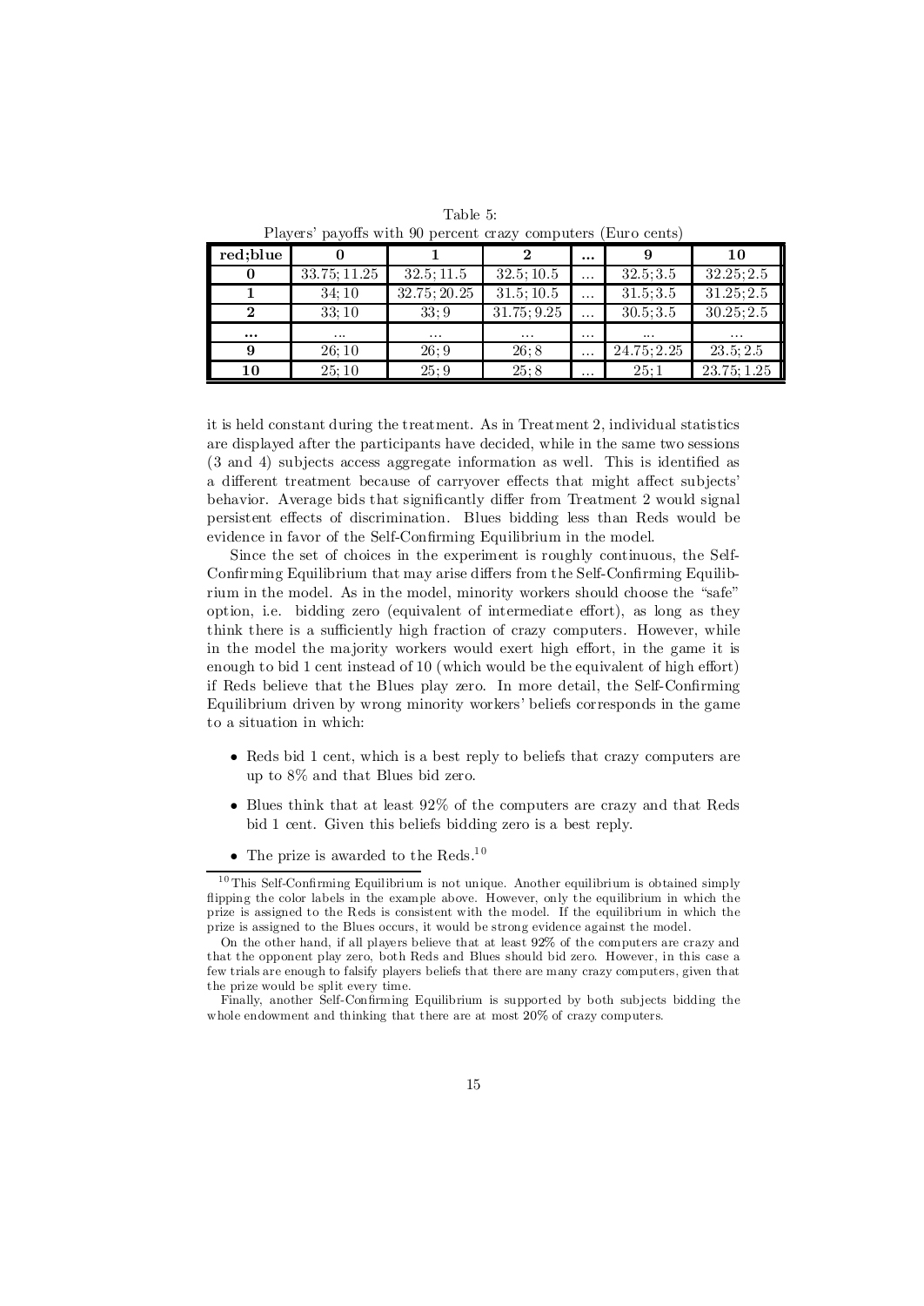Table 5:
Players' payoffs with 90 percent crazy computers (Euro cents)

| red;blue | 0 | 1 | 2 | ... | 9 | 10 |
|---|---|---|---|---|---|---|
| **0** | 33.75; 11.25 | 32.5; 11.5 | 32.5; 10.5 | ... | 32.5; 3.5 | 32.25; 2.5 |
| **1** | 34; 10 | 32.75; 20.25 | 31.5; 10.5 | ... | 31.5; 3.5 | 31.25; 2.5 |
| **2** | 33; 10 | 33; 9 | 31.75; 9.25 | ... | 30.5; 3.5 | 30.25; 2.5 |
| **...** | ... | ... | ... | ... | ... | ... |
| **9** | 26; 10 | 26; 9 | 26; 8 | ... | 24.75; 2.25 | 23.5; 2.5 |
| **10** | 25; 10 | 25; 9 | 25; 8 | ... | 25; 1 | 23.75; 1.25 |

it is held constant during the treatment. As in Treatment 2, individual statistics are displayed after the participants have decided, while in the same two sessions (3 and 4) subjects access aggregate information as well. This is identified as a different treatment because of carryover effects that might affect subjects' behavior. Average bids that significantly differ from Treatment 2 would signal persistent effects of discrimination. Blues bidding less than Reds would be evidence in favor of the Self-Confirming Equilibrium in the model.

Since the set of choices in the experiment is roughly continuous, the Self-Confirming Equilibrium that may arise differs from the Self-Confirming Equilibrium in the model. As in the model, minority workers should choose the "safe" option, i.e. bidding zero (equivalent of intermediate effort), as long as they think there is a sufficiently high fraction of crazy computers. However, while in the model the majority workers would exert high effort, in the game it is enough to bid 1 cent instead of 10 (which would be the equivalent of high effort) if Reds believe that the Blues play zero. In more detail, the Self-Confirming Equilibrium driven by wrong minority workers' beliefs corresponds in the game to a situation in which:

- Reds bid 1 cent, which is a best reply to beliefs that crazy computers are up to 8% and that Blues bid zero.
- Blues think that at least 92% of the computers are crazy and that Reds bid 1 cent. Given this beliefs bidding zero is a best reply.
- The prize is awarded to the Reds.[10]

[10] This Self-Confirming Equilibrium is not unique. Another equilibrium is obtained simply flipping the color labels in the example above. However, only the equilibrium in which the prize is assigned to the Reds is consistent with the model. If the equilibrium in which the prize is assigned to the Blues occurs, it would be strong evidence against the model.

On the other hand, if all players believe that at least 92% of the computers are crazy and that the opponent play zero, both Reds and Blues should bid zero. However, in this case a few trials are enough to falsify players beliefs that there are many crazy computers, given that the prize would be split every time.

Finally, another Self-Confirming Equilibrium is supported by both subjects bidding the whole endowment and thinking that there are at most 20% of crazy computers.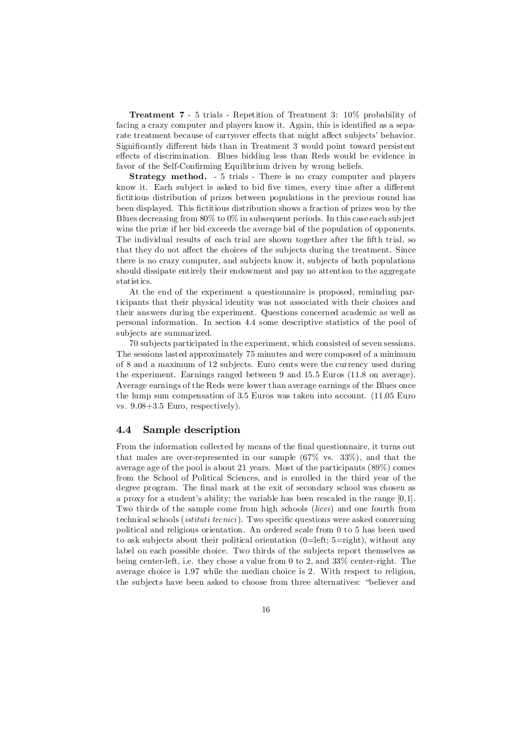**Treatment 7** - 5 trials - Repetition of Treatment 3: 10% probability of facing a crazy computer and players know it. Again, this is identified as a separate treatment because of carryover effects that might affect subjects' behavior. Significantly different bids than in Treatment 3 would point toward persistent effects of discrimination. Blues bidding less than Reds would be evidence in favor of the Self-Confirming Equilibrium driven by wrong beliefs.

**Strategy method.** - 5 trials - There is no crazy computer and players know it. Each subject is asked to bid five times, every time after a different fictitious distribution of prizes between populations in the previous round has been displayed. This fictitious distribution shows a fraction of prizes won by the Blues decreasing from 80% to 0% in subsequent periods. In this case each subject wins the prize if her bid exceeds the average bid of the population of opponents. The individual results of each trial are shown together after the fifth trial, so that they do not affect the choices of the subjects during the treatment. Since there is no crazy computer, and subjects know it, subjects of both populations should dissipate entirely their endowment and pay no attention to the aggregate statistics.

At the end of the experiment a questionnaire is proposed, reminding participants that their physical identity was not associated with their choices and their answers during the experiment. Questions concerned academic as well as personal information. In section 4.4 some descriptive statistics of the pool of subjects are summarized.

70 subjects participated in the experiment, which consisted of seven sessions. The sessions lasted approximately 75 minutes and were composed of a minimum of 8 and a maximum of 12 subjects. Euro cents were the currency used during the experiment. Earnings ranged between 9 and 15.5 Euros (11.8 on average). Average earnings of the Reds were lower than average earnings of the Blues once the lump sum compensation of 3.5 Euros was taken into account. (11.05 Euro vs. 9.08+3.5 Euro, respectively).

## 4.4 Sample description

From the information collected by means of the final questionnaire, it turns out that males are over-represented in our sample (67% vs. 33%), and that the average age of the pool is about 21 years. Most of the participants (89%) comes from the School of Political Sciences, and is enrolled in the third year of the degree program. The final mark at the exit of secondary school was chosen as a proxy for a student's ability; the variable has been rescaled in the range [0,1]. Two thirds of the sample come from high schools (*licei*) and one fourth from technical schools (*istituti tecnici*). Two specific questions were asked concerning political and religious orientation. An ordered scale from 0 to 5 has been used to ask subjects about their political orientation (0=left; 5=right), without any label on each possible choice. Two thirds of the subjects report themselves as being center-left, i.e. they chose a value from 0 to 2, and 33% center-right. The average choice is 1.97 while the median choice is 2. With respect to religion, the subjects have been asked to choose from three alternatives: "believer and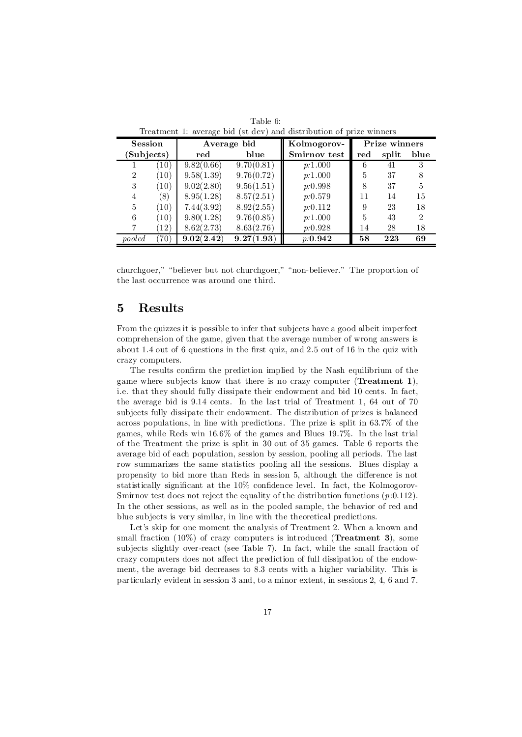Table 6:
Treatment 1: average bid (st dev) and distribution of prize winners

| Session | (Subjects) | Average bid red | Average bid blue | Kolmogorov-Smirnov test | Prize winners red | Prize winners split | Prize winners blue |
|---|---|---|---|---|---|---|---|
| 1 | (10) | 9.82(0.66) | 9.70(0.81) | *p*:1.000 | 6 | 41 | 3 |
| 2 | (10) | 9.58(1.39) | 9.76(0.72) | *p*:1.000 | 5 | 37 | 8 |
| 3 | (10) | 9.02(2.80) | 9.56(1.51) | *p*:0.998 | 8 | 37 | 5 |
| 4 | (8) | 8.95(1.28) | 8.57(2.51) | *p*:0.579 | 11 | 14 | 15 |
| 5 | (10) | 7.44(3.92) | 8.92(2.55) | *p*:0.112 | 9 | 23 | 18 |
| 6 | (10) | 9.80(1.28) | 9.76(0.85) | *p*:1.000 | 5 | 43 | 2 |
| 7 | (12) | 8.62(2.73) | 8.63(2.76) | *p*:0.928 | 14 | 28 | 18 |
| *pooled* | (70) | **9.02(2.42)** | **9.27(1.93)** | *p*:**0.942** | **58** | **223** | **69** |

churchgoer," "believer but not churchgoer," "non-believer." The proportion of the last occurrence was around one third.

# 5 Results

From the quizzes it is possible to infer that subjects have a good albeit imperfect comprehension of the game, given that the average number of wrong answers is about 1.4 out of 6 questions in the first quiz, and 2.5 out of 16 in the quiz with crazy computers.

The results confirm the prediction implied by the Nash equilibrium of the game where subjects know that there is no crazy computer (**Treatment 1**), i.e. that they should fully dissipate their endowment and bid 10 cents. In fact, the average bid is 9.14 cents. In the last trial of Treatment 1, 64 out of 70 subjects fully dissipate their endowment. The distribution of prizes is balanced across populations, in line with predictions. The prize is split in 63.7% of the games, while Reds win 16.6% of the games and Blues 19.7%. In the last trial of the Treatment the prize is split in 30 out of 35 games. Table 6 reports the average bid of each population, session by session, pooling all periods. The last row summarizes the same statistics pooling all the sessions. Blues display a propensity to bid more than Reds in session 5, although the difference is not statistically significant at the 10% confidence level. In fact, the Kolmogorov-Smirnov test does not reject the equality of the distribution functions (*p*:0.112). In the other sessions, as well as in the pooled sample, the behavior of red and blue subjects is very similar, in line with the theoretical predictions.

Let's skip for one moment the analysis of Treatment 2. When a known and small fraction (10%) of crazy computers is introduced (**Treatment 3**), some subjects slightly over-react (see Table 7). In fact, while the small fraction of crazy computers does not affect the prediction of full dissipation of the endowment, the average bid decreases to 8.3 cents with a higher variability. This is particularly evident in session 3 and, to a minor extent, in sessions 2, 4, 6 and 7.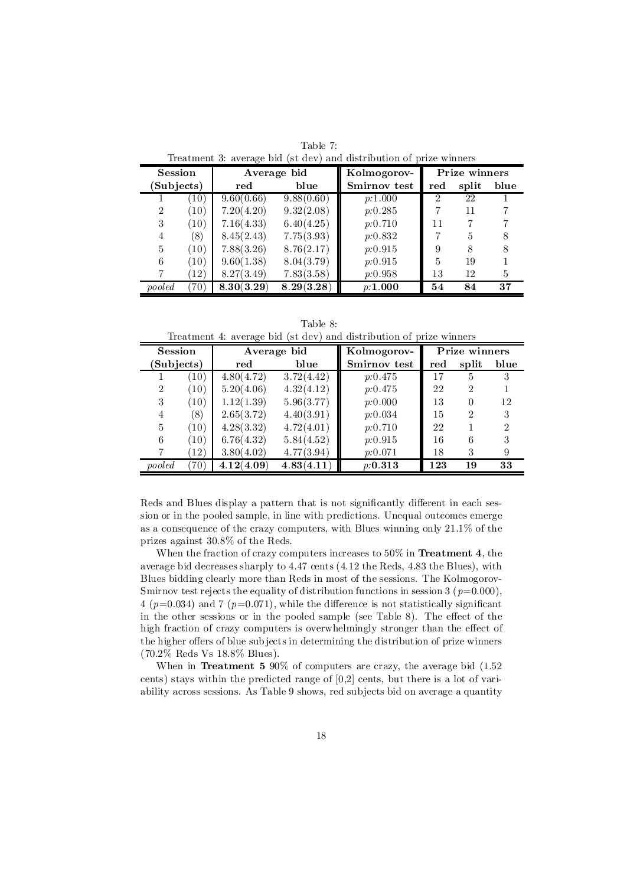Table 7:
Treatment 3: average bid (st dev) and distribution of prize winners

| Session | (Subjects) | Average bid red | Average bid blue | Kolmogorov-Smirnov test | Prize winners red | Prize winners split | Prize winners blue |
|---|---|---|---|---|---|---|---|
| 1 | (10) | 9.60(0.66) | 9.88(0.60) | *p*:1.000 | 2 | 22 | 1 |
| 2 | (10) | 7.20(4.20) | 9.32(2.08) | *p*:0.285 | 7 | 11 | 7 |
| 3 | (10) | 7.16(4.33) | 6.40(4.25) | *p*:0.710 | 11 | 7 | 7 |
| 4 | (8) | 8.45(2.43) | 7.75(3.93) | *p*:0.832 | 7 | 5 | 8 |
| 5 | (10) | 7.88(3.26) | 8.76(2.17) | *p*:0.915 | 9 | 8 | 8 |
| 6 | (10) | 9.60(1.38) | 8.04(3.79) | *p*:0.915 | 5 | 19 | 1 |
| 7 | (12) | 8.27(3.49) | 7.83(3.58) | *p*:0.958 | 13 | 12 | 5 |
| *pooled* | (70) | **8.30(3.29)** | **8.29(3.28)** | *p*:**1.000** | **54** | **84** | **37** |

Table 8:
Treatment 4: average bid (st dev) and distribution of prize winners

| Session | (Subjects) | Average bid red | Average bid blue | Kolmogorov-Smirnov test | Prize winners red | Prize winners split | Prize winners blue |
|---|---|---|---|---|---|---|---|
| 1 | (10) | 4.80(4.72) | 3.72(4.42) | *p*:0.475 | 17 | 5 | 3 |
| 2 | (10) | 5.20(4.06) | 4.32(4.12) | *p*:0.475 | 22 | 2 | 1 |
| 3 | (10) | 1.12(1.39) | 5.96(3.77) | *p*:0.000 | 13 | 0 | 12 |
| 4 | (8) | 2.65(3.72) | 4.40(3.91) | *p*:0.034 | 15 | 2 | 3 |
| 5 | (10) | 4.28(3.32) | 4.72(4.01) | *p*:0.710 | 22 | 1 | 2 |
| 6 | (10) | 6.76(4.32) | 5.84(4.52) | *p*:0.915 | 16 | 6 | 3 |
| 7 | (12) | 3.80(4.02) | 4.77(3.94) | *p*:0.071 | 18 | 3 | 9 |
| *pooled* | (70) | **4.12(4.09)** | **4.83(4.11)** | *p*:**0.313** | **123** | **19** | **33** |

Reds and Blues display a pattern that is not significantly different in each session or in the pooled sample, in line with predictions. Unequal outcomes emerge as a consequence of the crazy computers, with Blues winning only 21.1% of the prizes against 30.8% of the Reds.

When the fraction of crazy computers increases to 50% in **Treatment 4**, the average bid decreases sharply to 4.47 cents (4.12 the Reds, 4.83 the Blues), with Blues bidding clearly more than Reds in most of the sessions. The Kolmogorov-Smirnov test rejects the equality of distribution functions in session 3 ($p$=0.000), 4 ($p$=0.034) and 7 ($p$=0.071), while the difference is not statistically significant in the other sessions or in the pooled sample (see Table 8). The effect of the high fraction of crazy computers is overwhelmingly stronger than the effect of the higher offers of blue subjects in determining the distribution of prize winners (70.2% Reds Vs 18.8% Blues).

When in **Treatment 5** 90% of computers are crazy, the average bid (1.52 cents) stays within the predicted range of [0,2] cents, but there is a lot of variability across sessions. As Table 9 shows, red subjects bid on average a quantity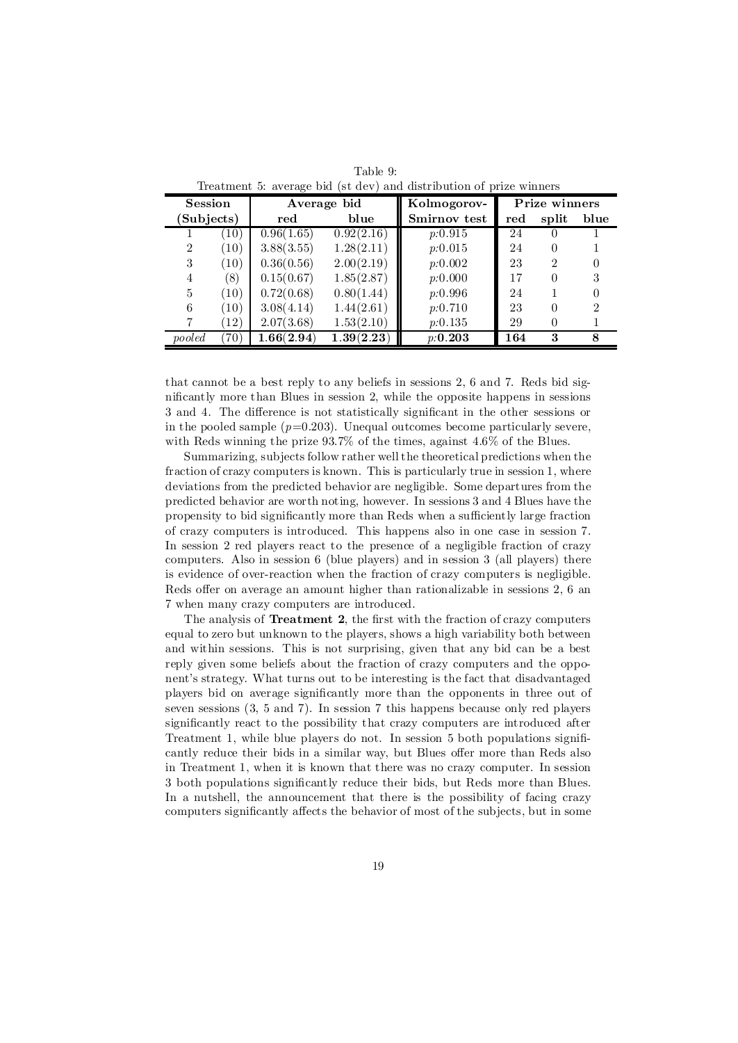Table 9:
Treatment 5: average bid (st dev) and distribution of prize winners

| **Session** | **(Subjects)** | **Average bid** | | **Kolmogorov-** | **Prize winners** | | |
|---|---|---|---|---|---|---|---|
| | | **red** | **blue** | **Smirnov test** | **red** | **split** | **blue** |
| 1 | (10) | 0.96(1.65) | 0.92(2.16) | *p*:0.915 | 24 | 0 | 1 |
| 2 | (10) | 3.88(3.55) | 1.28(2.11) | *p*:0.015 | 24 | 0 | 1 |
| 3 | (10) | 0.36(0.56) | 2.00(2.19) | *p*:0.002 | 23 | 2 | 0 |
| 4 | (8) | 0.15(0.67) | 1.85(2.87) | *p*:0.000 | 17 | 0 | 3 |
| 5 | (10) | 0.72(0.68) | 0.80(1.44) | *p*:0.996 | 24 | 1 | 0 |
| 6 | (10) | 3.08(4.14) | 1.44(2.61) | *p*:0.710 | 23 | 0 | 2 |
| 7 | (12) | 2.07(3.68) | 1.53(2.10) | *p*:0.135 | 29 | 0 | 1 |
| *pooled* | (70) | **1.66(2.94)** | **1.39(2.23)** | *p*:**0.203** | **164** | **3** | **8** |

that cannot be a best reply to any beliefs in sessions 2, 6 and 7. Reds bid significantly more than Blues in session 2, while the opposite happens in sessions 3 and 4. The difference is not statistically significant in the other sessions or in the pooled sample ($p$=0.203). Unequal outcomes become particularly severe, with Reds winning the prize 93.7% of the times, against 4.6% of the Blues.

Summarizing, subjects follow rather well the theoretical predictions when the fraction of crazy computers is known. This is particularly true in session 1, where deviations from the predicted behavior are negligible. Some departures from the predicted behavior are worth noting, however. In sessions 3 and 4 Blues have the propensity to bid significantly more than Reds when a sufficiently large fraction of crazy computers is introduced. This happens also in one case in session 7. In session 2 red players react to the presence of a negligible fraction of crazy computers. Also in session 6 (blue players) and in session 3 (all players) there is evidence of over-reaction when the fraction of crazy computers is negligible. Reds offer on average an amount higher than rationalizable in sessions 2, 6 an 7 when many crazy computers are introduced.

The analysis of **Treatment 2**, the first with the fraction of crazy computers equal to zero but unknown to the players, shows a high variability both between and within sessions. This is not surprising, given that any bid can be a best reply given some beliefs about the fraction of crazy computers and the opponent's strategy. What turns out to be interesting is the fact that disadvantaged players bid on average significantly more than the opponents in three out of seven sessions (3, 5 and 7). In session 7 this happens because only red players significantly react to the possibility that crazy computers are introduced after Treatment 1, while blue players do not. In session 5 both populations significantly reduce their bids in a similar way, but Blues offer more than Reds also in Treatment 1, when it is known that there was no crazy computer. In session 3 both populations significantly reduce their bids, but Reds more than Blues. In a nutshell, the announcement that there is the possibility of facing crazy computers significantly affects the behavior of most of the subjects, but in some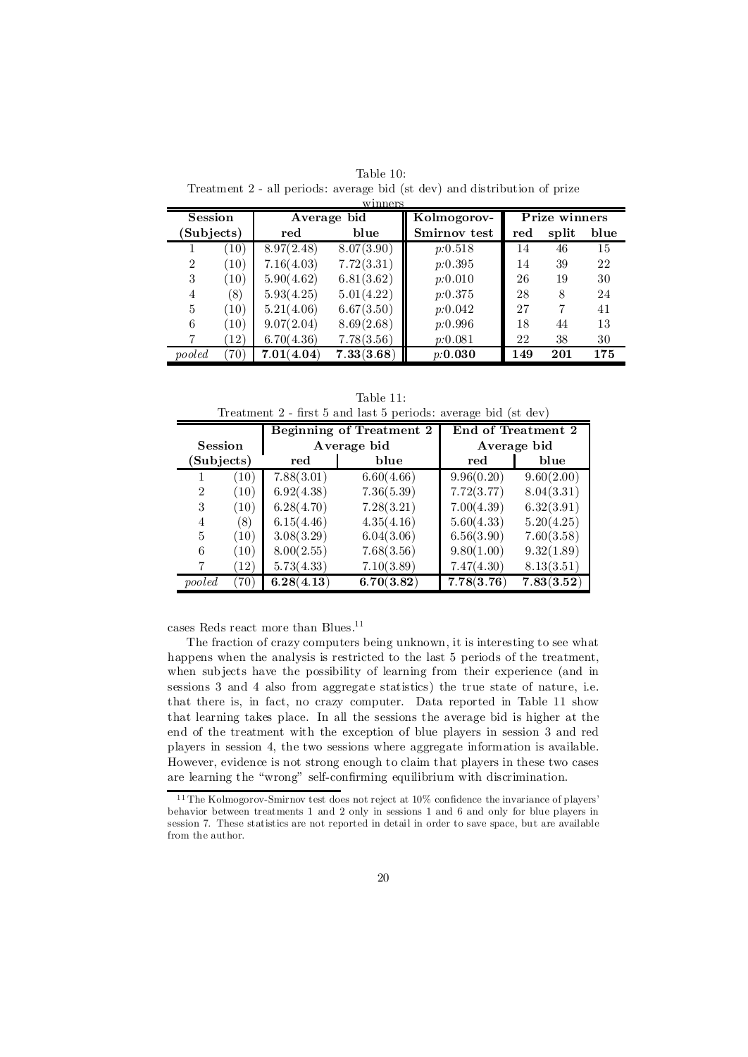Table 10:
Treatment 2 - all periods: average bid (st dev) and distribution of prize winners

| Session | (Subjects) | Average bid red | Average bid blue | Kolmogorov-Smirnov test | Prize winners red | Prize winners split | Prize winners blue |
|---|---|---|---|---|---|---|---|
| 1 | (10) | 8.97(2.48) | 8.07(3.90) | *p*:0.518 | 14 | 46 | 15 |
| 2 | (10) | 7.16(4.03) | 7.72(3.31) | *p*:0.395 | 14 | 39 | 22 |
| 3 | (10) | 5.90(4.62) | 6.81(3.62) | *p*:0.010 | 26 | 19 | 30 |
| 4 | (8) | 5.93(4.25) | 5.01(4.22) | *p*:0.375 | 28 | 8 | 24 |
| 5 | (10) | 5.21(4.06) | 6.67(3.50) | *p*:0.042 | 27 | 7 | 41 |
| 6 | (10) | 9.07(2.04) | 8.69(2.68) | *p*:0.996 | 18 | 44 | 13 |
| 7 | (12) | 6.70(4.36) | 7.78(3.56) | *p*:0.081 | 22 | 38 | 30 |
| *pooled* | (70) | **7.01(4.04)** | **7.33(3.68)** | ***p*:0.030** | **149** | **201** | **175** |

Table 11:
Treatment 2 - first 5 and last 5 periods: average bid (st dev)

| Session | (Subjects) | Beginning of Treatment 2 Average bid red | Beginning of Treatment 2 Average bid blue | End of Treatment 2 Average bid red | End of Treatment 2 Average bid blue |
|---|---|---|---|---|---|
| 1 | (10) | 7.88(3.01) | 6.60(4.66) | 9.96(0.20) | 9.60(2.00) |
| 2 | (10) | 6.92(4.38) | 7.36(5.39) | 7.72(3.77) | 8.04(3.31) |
| 3 | (10) | 6.28(4.70) | 7.28(3.21) | 7.00(4.39) | 6.32(3.91) |
| 4 | (8) | 6.15(4.46) | 4.35(4.16) | 5.60(4.33) | 5.20(4.25) |
| 5 | (10) | 3.08(3.29) | 6.04(3.06) | 6.56(3.90) | 7.60(3.58) |
| 6 | (10) | 8.00(2.55) | 7.68(3.56) | 9.80(1.00) | 9.32(1.89) |
| 7 | (12) | 5.73(4.33) | 7.10(3.89) | 7.47(4.30) | 8.13(3.51) |
| *pooled* | (70) | **6.28(4.13)** | **6.70(3.82)** | **7.78(3.76)** | **7.83(3.52)** |

cases Reds react more than Blues.[11]

The fraction of crazy computers being unknown, it is interesting to see what happens when the analysis is restricted to the last 5 periods of the treatment, when subjects have the possibility of learning from their experience (and in sessions 3 and 4 also from aggregate statistics) the true state of nature, i.e. that there is, in fact, no crazy computer. Data reported in Table 11 show that learning takes place. In all the sessions the average bid is higher at the end of the treatment with the exception of blue players in session 3 and red players in session 4, the two sessions where aggregate information is available. However, evidence is not strong enough to claim that players in these two cases are learning the "wrong" self-confirming equilibrium with discrimination.

[11] The Kolmogorov-Smirnov test does not reject at 10% confidence the invariance of players' behavior between treatments 1 and 2 only in sessions 1 and 6 and only for blue players in session 7. These statistics are not reported in detail in order to save space, but are available from the author.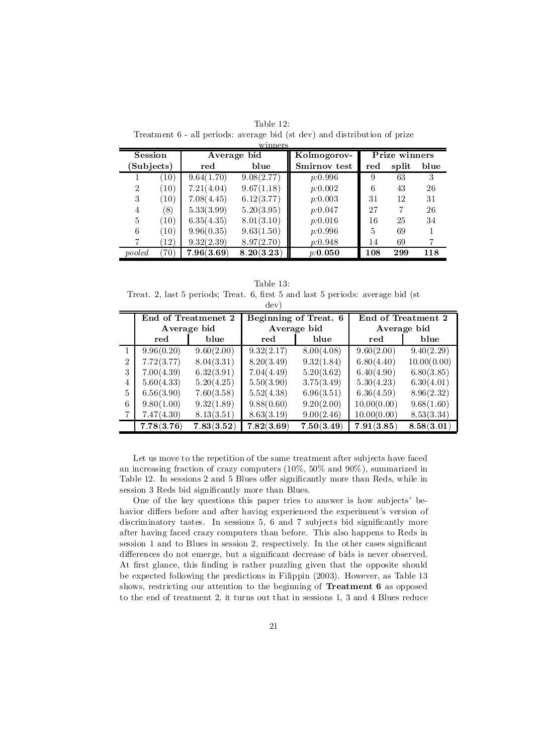Table 12:
Treatment 6 - all periods: average bid (st dev) and distribution of prize winners

| Session | (Subjects) | Average bid red | Average bid blue | Kolmogorov-Smirnov test | Prize winners red | Prize winners split | Prize winners blue |
|---|---|---|---|---|---|---|---|
| 1 | (10) | 9.64(1.70) | 9.08(2.77) | *p*:0.996 | 9 | 63 | 3 |
| 2 | (10) | 7.21(4.04) | 9.67(1.18) | *p*:0.002 | 6 | 43 | 26 |
| 3 | (10) | 7.08(4.45) | 6.12(3.77) | *p*:0.003 | 31 | 12 | 31 |
| 4 | (8) | 5.33(3.99) | 5.20(3.95) | *p*:0.047 | 27 | 7 | 26 |
| 5 | (10) | 6.35(4.35) | 8.01(3.10) | *p*:0.016 | 16 | 25 | 34 |
| 6 | (10) | 9.96(0.35) | 9.63(1.50) | *p*:0.996 | 5 | 69 | 1 |
| 7 | (12) | 9.32(2.39) | 8.97(2.70) | *p*:0.948 | 14 | 69 | 7 |
| *pooled* | (70) | **7.96(3.69)** | **8.20(3.23)** | ***p*:0.050** | **108** | **299** | **118** |

Table 13:
Treat. 2, last 5 periods; Treat. 6, first 5 and last 5 periods: average bid (st dev)

| | End of Treatmenet 2 Average bid | | Beginning of Treat. 6 Average bid | | End of Treatment 2 Average bid | |
|---|---|---|---|---|---|---|
| | red | blue | red | blue | red | blue |
| 1 | 9.96(0.20) | 9.60(2.00) | 9.32(2.17) | 8.00(4.08) | 9.60(2.00) | 9.40(2.29) |
| 2 | 7.72(3.77) | 8.04(3.31) | 8.20(3.49) | 9.32(1.84) | 6.80(4.40) | 10.00(0.00) |
| 3 | 7.00(4.39) | 6.32(3.91) | 7.04(4.49) | 5.20(3.62) | 6.40(4.90) | 6.80(3.85) |
| 4 | 5.60(4.33) | 5.20(4.25) | 5.50(3.90) | 3.75(3.49) | 5.30(4.23) | 6.30(4.01) |
| 5 | 6.56(3.90) | 7.60(3.58) | 5.52(4.38) | 6.96(3.51) | 6.36(4.59) | 8.96(2.32) |
| 6 | 9.80(1.00) | 9.32(1.89) | 9.88(0.60) | 9.20(2.00) | 10.00(0.00) | 9.68(1.60) |
| 7 | 7.47(4.30) | 8.13(3.51) | 8.63(3.19) | 9.00(2.46) | 10.00(0.00) | 8.53(3.34) |
| | **7.78(3.76)** | **7.83(3.52)** | **7.82(3.69)** | **7.50(3.49)** | **7.91(3.85)** | **8.58(3.01)** |

Let us move to the repetition of the same treatment after subjects have faced an increasing fraction of crazy computers (10%, 50% and 90%), summarized in Table 12. In sessions 2 and 5 Blues offer significantly more than Reds, while in session 3 Reds bid significantly more than Blues.

One of the key questions this paper tries to answer is how subjects' behavior differs before and after having experienced the experiment's version of discriminatory tastes. In sessions 5, 6 and 7 subjects bid significantly more after having faced crazy computers than before. This also happens to Reds in session 1 and to Blues in session 2, respectively. In the other cases significant differences do not emerge, but a significant decrease of bids is never observed. At first glance, this finding is rather puzzling given that the opposite should be expected following the predictions in Filippin (2003). However, as Table 13 shows, restricting our attention to the beginning of **Treatment 6** as opposed to the end of treatment 2, it turns out that in sessions 1, 3 and 4 Blues reduce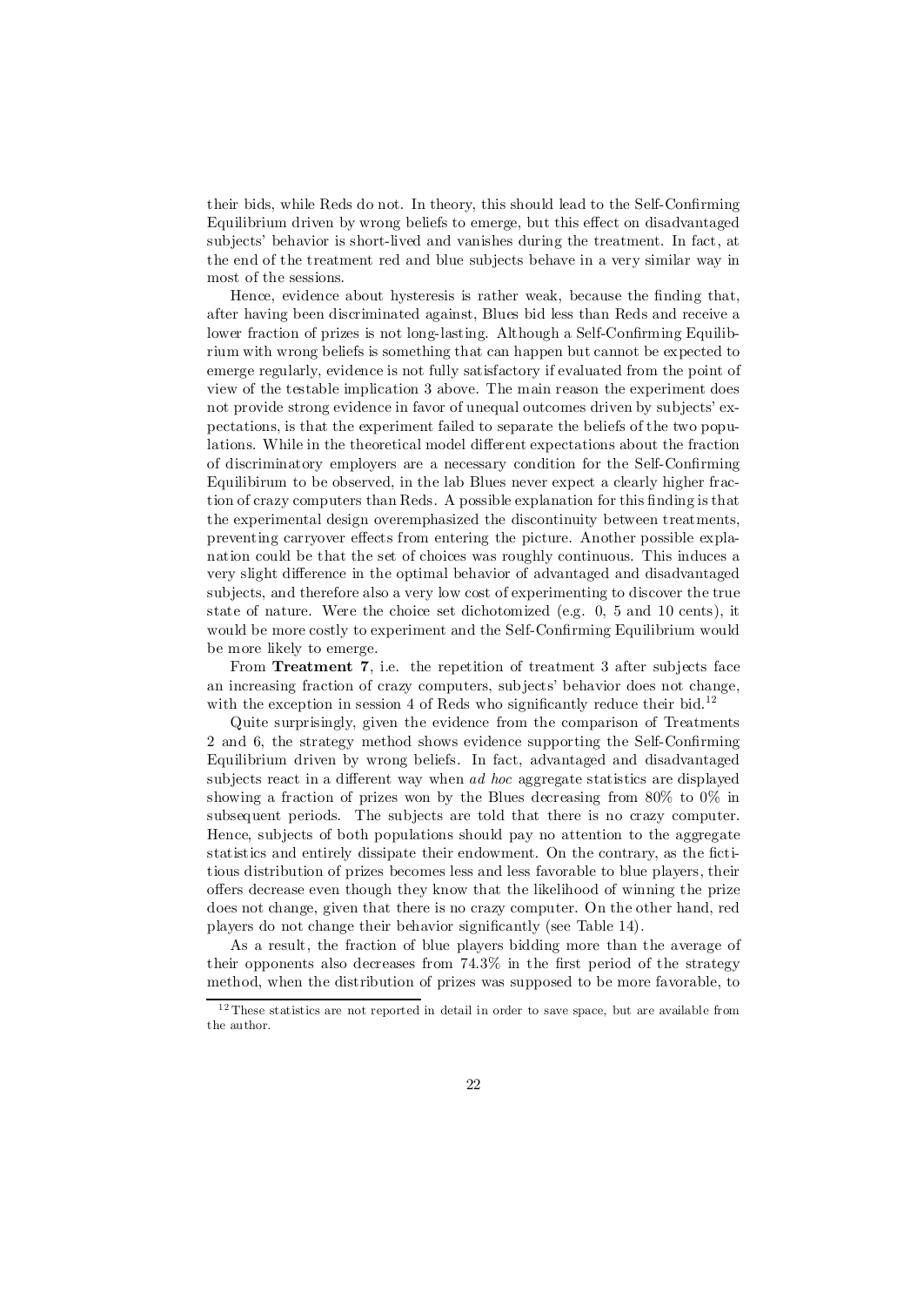their bids, while Reds do not. In theory, this should lead to the Self-Confirming Equilibrium driven by wrong beliefs to emerge, but this effect on disadvantaged subjects' behavior is short-lived and vanishes during the treatment. In fact, at the end of the treatment red and blue subjects behave in a very similar way in most of the sessions.

Hence, evidence about hysteresis is rather weak, because the finding that, after having been discriminated against, Blues bid less than Reds and receive a lower fraction of prizes is not long-lasting. Although a Self-Confirming Equilibrium with wrong beliefs is something that can happen but cannot be expected to emerge regularly, evidence is not fully satisfactory if evaluated from the point of view of the testable implication 3 above. The main reason the experiment does not provide strong evidence in favor of unequal outcomes driven by subjects' expectations, is that the experiment failed to separate the beliefs of the two populations. While in the theoretical model different expectations about the fraction of discriminatory employers are a necessary condition for the Self-Confirming Equilibirum to be observed, in the lab Blues never expect a clearly higher fraction of crazy computers than Reds. A possible explanation for this finding is that the experimental design overemphasized the discontinuity between treatments, preventing carryover effects from entering the picture. Another possible explanation could be that the set of choices was roughly continuous. This induces a very slight difference in the optimal behavior of advantaged and disadvantaged subjects, and therefore also a very low cost of experimenting to discover the true state of nature. Were the choice set dichotomized (e.g. 0, 5 and 10 cents), it would be more costly to experiment and the Self-Confirming Equilibrium would be more likely to emerge.

From **Treatment 7**, i.e. the repetition of treatment 3 after subjects face an increasing fraction of crazy computers, subjects' behavior does not change, with the exception in session 4 of Reds who significantly reduce their bid.[12]

Quite surprisingly, given the evidence from the comparison of Treatments 2 and 6, the strategy method shows evidence supporting the Self-Confirming Equilibrium driven by wrong beliefs. In fact, advantaged and disadvantaged subjects react in a different way when *ad hoc* aggregate statistics are displayed showing a fraction of prizes won by the Blues decreasing from 80% to 0% in subsequent periods. The subjects are told that there is no crazy computer. Hence, subjects of both populations should pay no attention to the aggregate statistics and entirely dissipate their endowment. On the contrary, as the fictitious distribution of prizes becomes less and less favorable to blue players, their offers decrease even though they know that the likelihood of winning the prize does not change, given that there is no crazy computer. On the other hand, red players do not change their behavior significantly (see Table 14).

As a result, the fraction of blue players bidding more than the average of their opponents also decreases from 74.3% in the first period of the strategy method, when the distribution of prizes was supposed to be more favorable, to

[12] These statistics are not reported in detail in order to save space, but are available from the author.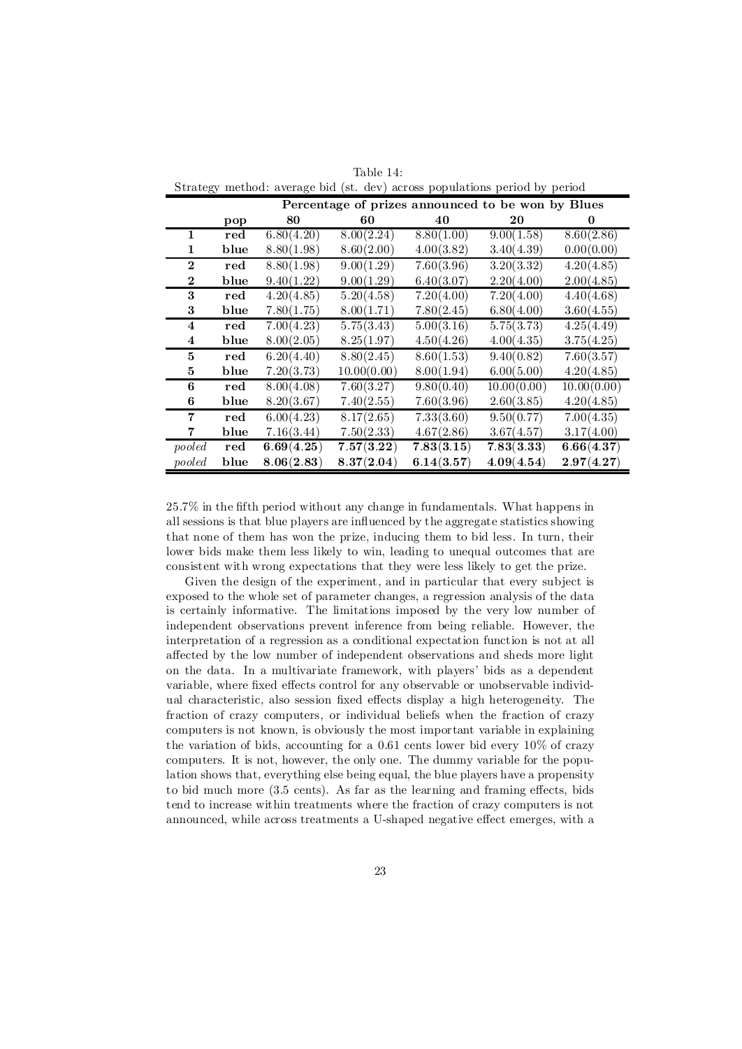Table 14:
Strategy method: average bid (st. dev) across populations period by period

| | | Percentage of prizes announced to be won by Blues | | | | |
|---|---|---|---|---|---|---|
| | **pop** | **80** | **60** | **40** | **20** | **0** |
| **1** | **red** | 6.80(4.20) | 8.00(2.24) | 8.80(1.00) | 9.00(1.58) | 8.60(2.86) |
| **1** | **blue** | 8.80(1.98) | 8.60(2.00) | 4.00(3.82) | 3.40(4.39) | 0.00(0.00) |
| **2** | **red** | 8.80(1.98) | 9.00(1.29) | 7.60(3.96) | 3.20(3.32) | 4.20(4.85) |
| **2** | **blue** | 9.40(1.22) | 9.00(1.29) | 6.40(3.07) | 2.20(4.00) | 2.00(4.85) |
| **3** | **red** | 4.20(4.85) | 5.20(4.58) | 7.20(4.00) | 7.20(4.00) | 4.40(4.68) |
| **3** | **blue** | 7.80(1.75) | 8.00(1.71) | 7.80(2.45) | 6.80(4.00) | 3.60(4.55) |
| **4** | **red** | 7.00(4.23) | 5.75(3.43) | 5.00(3.16) | 5.75(3.73) | 4.25(4.49) |
| **4** | **blue** | 8.00(2.05) | 8.25(1.97) | 4.50(4.26) | 4.00(4.35) | 3.75(4.25) |
| **5** | **red** | 6.20(4.40) | 8.80(2.45) | 8.60(1.53) | 9.40(0.82) | 7.60(3.57) |
| **5** | **blue** | 7.20(3.73) | 10.00(0.00) | 8.00(1.94) | 6.00(5.00) | 4.20(4.85) |
| **6** | **red** | 8.00(4.08) | 7.60(3.27) | 9.80(0.40) | 10.00(0.00) | 10.00(0.00) |
| **6** | **blue** | 8.20(3.67) | 7.40(2.55) | 7.60(3.96) | 2.60(3.85) | 4.20(4.85) |
| **7** | **red** | 6.00(4.23) | 8.17(2.65) | 7.33(3.60) | 9.50(0.77) | 7.00(4.35) |
| **7** | **blue** | 7.16(3.44) | 7.50(2.33) | 4.67(2.86) | 3.67(4.57) | 3.17(4.00) |
| *pooled* | **red** | **6.69(4.25)** | **7.57(3.22)** | **7.83(3.15)** | **7.83(3.33)** | **6.66(4.37)** |
| *pooled* | **blue** | **8.06(2.83)** | **8.37(2.04)** | **6.14(3.57)** | **4.09(4.54)** | **2.97(4.27)** |

25.7% in the fifth period without any change in fundamentals. What happens in all sessions is that blue players are influenced by the aggregate statistics showing that none of them has won the prize, inducing them to bid less. In turn, their lower bids make them less likely to win, leading to unequal outcomes that are consistent with wrong expectations that they were less likely to get the prize.

Given the design of the experiment, and in particular that every subject is exposed to the whole set of parameter changes, a regression analysis of the data is certainly informative. The limitations imposed by the very low number of independent observations prevent inference from being reliable. However, the interpretation of a regression as a conditional expectation function is not at all affected by the low number of independent observations and sheds more light on the data. In a multivariate framework, with players' bids as a dependent variable, where fixed effects control for any observable or unobservable individual characteristic, also session fixed effects display a high heterogeneity. The fraction of crazy computers, or individual beliefs when the fraction of crazy computers is not known, is obviously the most important variable in explaining the variation of bids, accounting for a 0.61 cents lower bid every 10% of crazy computers. It is not, however, the only one. The dummy variable for the population shows that, everything else being equal, the blue players have a propensity to bid much more (3.5 cents). As far as the learning and framing effects, bids tend to increase within treatments where the fraction of crazy computers is not announced, while across treatments a U-shaped negative effect emerges, with a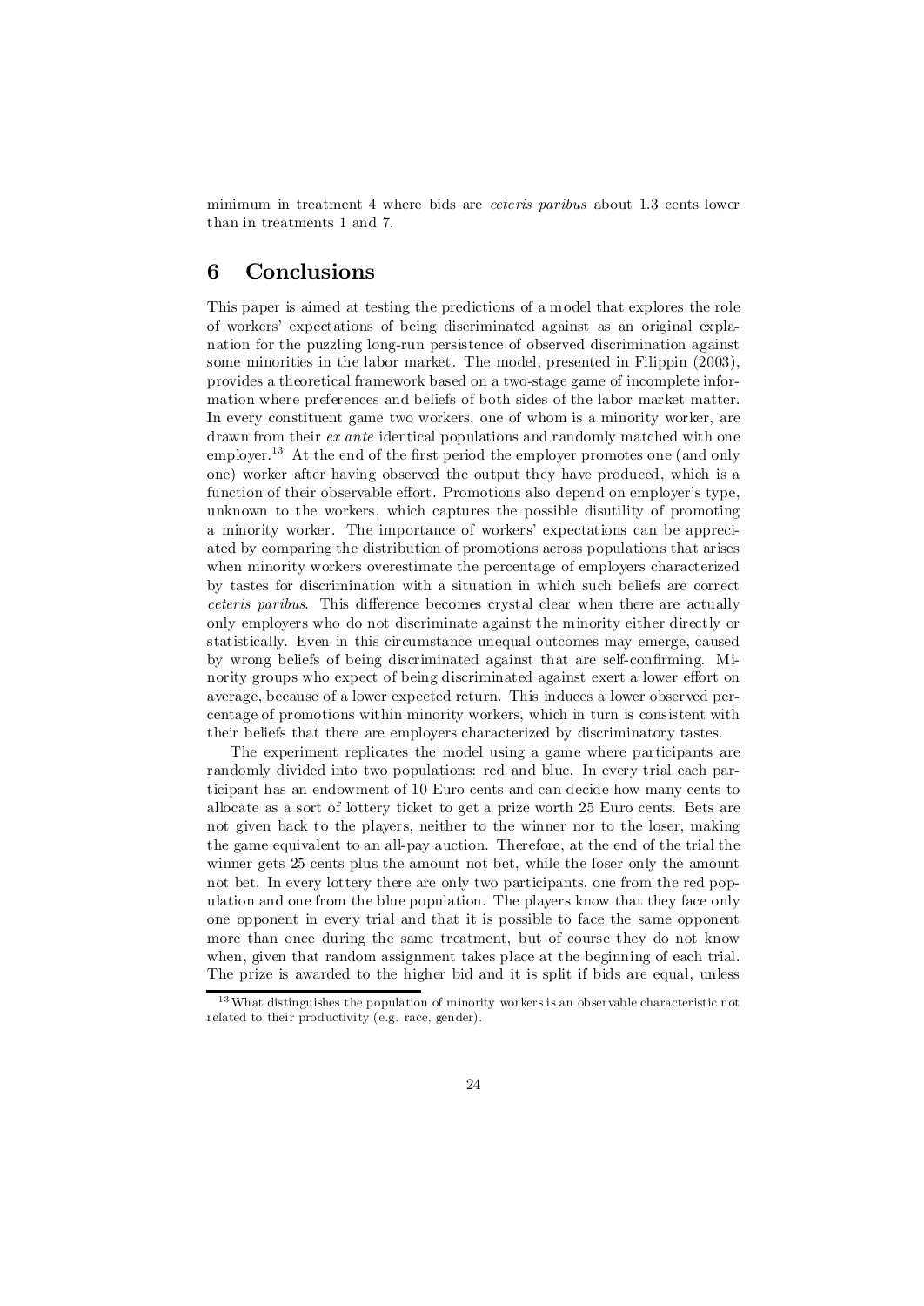minimum in treatment 4 where bids are *ceteris paribus* about 1.3 cents lower than in treatments 1 and 7.

## 6 Conclusions

This paper is aimed at testing the predictions of a model that explores the role of workers' expectations of being discriminated against as an original explanation for the puzzling long-run persistence of observed discrimination against some minorities in the labor market. The model, presented in Filippin (2003), provides a theoretical framework based on a two-stage game of incomplete information where preferences and beliefs of both sides of the labor market matter. In every constituent game two workers, one of whom is a minority worker, are drawn from their *ex ante* identical populations and randomly matched with one employer.[13] At the end of the first period the employer promotes one (and only one) worker after having observed the output they have produced, which is a function of their observable effort. Promotions also depend on employer's type, unknown to the workers, which captures the possible disutility of promoting a minority worker. The importance of workers' expectations can be appreciated by comparing the distribution of promotions across populations that arises when minority workers overestimate the percentage of employers characterized by tastes for discrimination with a situation in which such beliefs are correct *ceteris paribus*. This difference becomes crystal clear when there are actually only employers who do not discriminate against the minority either directly or statistically. Even in this circumstance unequal outcomes may emerge, caused by wrong beliefs of being discriminated against that are self-confirming. Minority groups who expect of being discriminated against exert a lower effort on average, because of a lower expected return. This induces a lower observed percentage of promotions within minority workers, which in turn is consistent with their beliefs that there are employers characterized by discriminatory tastes.

The experiment replicates the model using a game where participants are randomly divided into two populations: red and blue. In every trial each participant has an endowment of 10 Euro cents and can decide how many cents to allocate as a sort of lottery ticket to get a prize worth 25 Euro cents. Bets are not given back to the players, neither to the winner nor to the loser, making the game equivalent to an all-pay auction. Therefore, at the end of the trial the winner gets 25 cents plus the amount not bet, while the loser only the amount not bet. In every lottery there are only two participants, one from the red population and one from the blue population. The players know that they face only one opponent in every trial and that it is possible to face the same opponent more than once during the same treatment, but of course they do not know when, given that random assignment takes place at the beginning of each trial. The prize is awarded to the higher bid and it is split if bids are equal, unless

[13] What distinguishes the population of minority workers is an observable characteristic not related to their productivity (e.g. race, gender).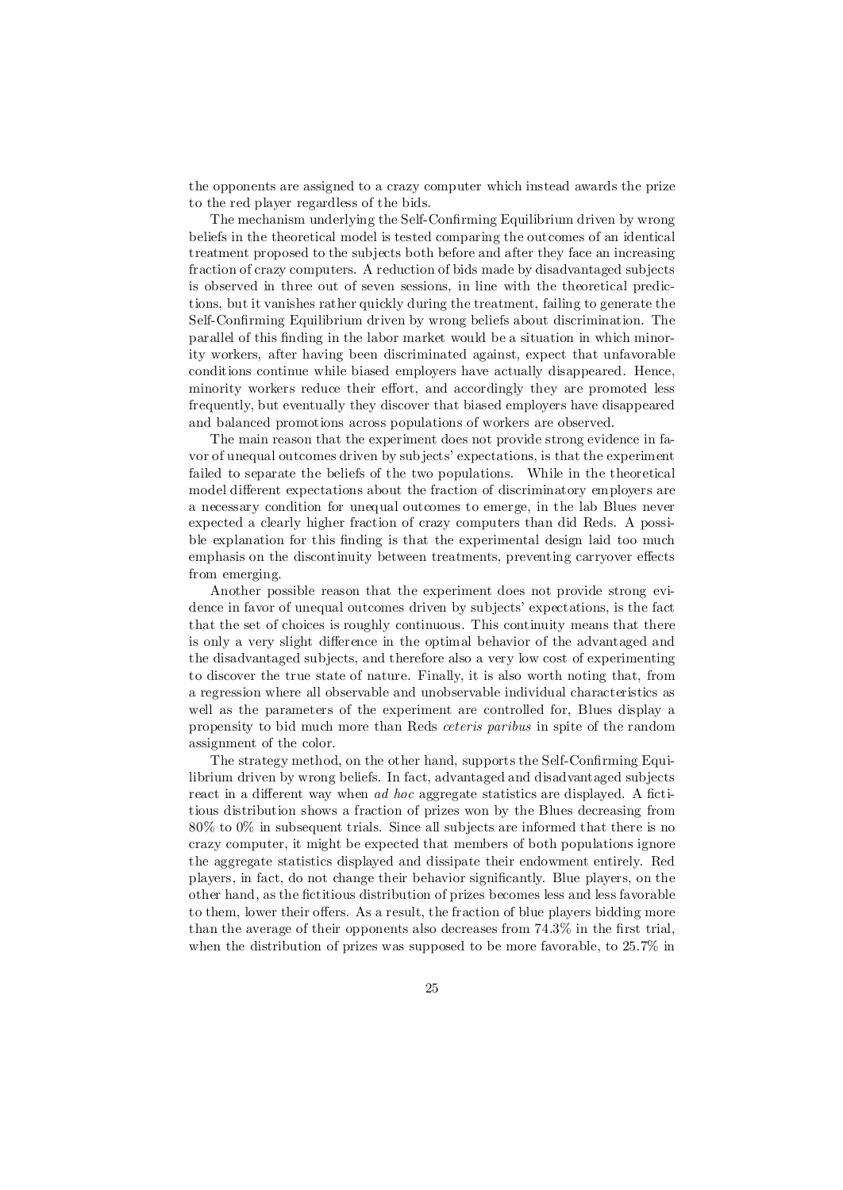the opponents are assigned to a crazy computer which instead awards the prize to the red player regardless of the bids.

The mechanism underlying the Self-Confirming Equilibrium driven by wrong beliefs in the theoretical model is tested comparing the outcomes of an identical treatment proposed to the subjects both before and after they face an increasing fraction of crazy computers. A reduction of bids made by disadvantaged subjects is observed in three out of seven sessions, in line with the theoretical predictions, but it vanishes rather quickly during the treatment, failing to generate the Self-Confirming Equilibrium driven by wrong beliefs about discrimination. The parallel of this finding in the labor market would be a situation in which minority workers, after having been discriminated against, expect that unfavorable conditions continue while biased employers have actually disappeared. Hence, minority workers reduce their effort, and accordingly they are promoted less frequently, but eventually they discover that biased employers have disappeared and balanced promotions across populations of workers are observed.

The main reason that the experiment does not provide strong evidence in favor of unequal outcomes driven by subjects' expectations, is that the experiment failed to separate the beliefs of the two populations. While in the theoretical model different expectations about the fraction of discriminatory employers are a necessary condition for unequal outcomes to emerge, in the lab Blues never expected a clearly higher fraction of crazy computers than did Reds. A possible explanation for this finding is that the experimental design laid too much emphasis on the discontinuity between treatments, preventing carryover effects from emerging.

Another possible reason that the experiment does not provide strong evidence in favor of unequal outcomes driven by subjects' expectations, is the fact that the set of choices is roughly continuous. This continuity means that there is only a very slight difference in the optimal behavior of the advantaged and the disadvantaged subjects, and therefore also a very low cost of experimenting to discover the true state of nature. Finally, it is also worth noting that, from a regression where all observable and unobservable individual characteristics as well as the parameters of the experiment are controlled for, Blues display a propensity to bid much more than Reds *ceteris paribus* in spite of the random assignment of the color.

The strategy method, on the other hand, supports the Self-Confirming Equilibrium driven by wrong beliefs. In fact, advantaged and disadvantaged subjects react in a different way when *ad hoc* aggregate statistics are displayed. A fictitious distribution shows a fraction of prizes won by the Blues decreasing from 80% to 0% in subsequent trials. Since all subjects are informed that there is no crazy computer, it might be expected that members of both populations ignore the aggregate statistics displayed and dissipate their endowment entirely. Red players, in fact, do not change their behavior significantly. Blue players, on the other hand, as the fictitious distribution of prizes becomes less and less favorable to them, lower their offers. As a result, the fraction of blue players bidding more than the average of their opponents also decreases from 74.3% in the first trial, when the distribution of prizes was supposed to be more favorable, to 25.7% in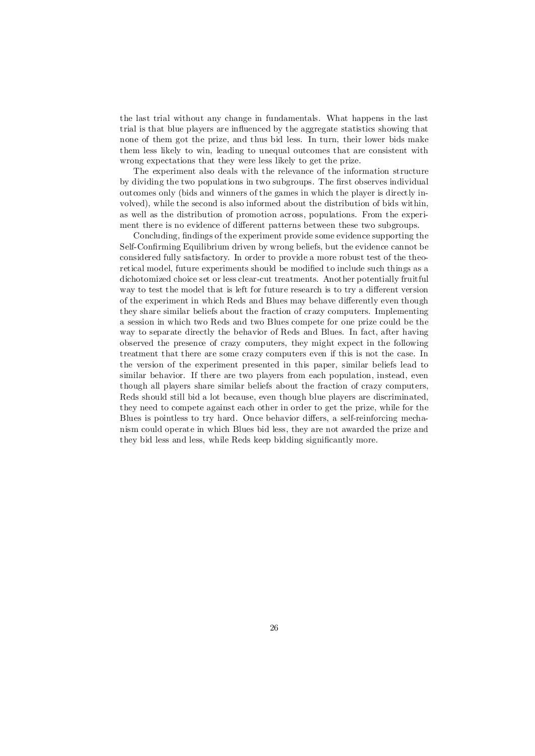the last trial without any change in fundamentals. What happens in the last trial is that blue players are influenced by the aggregate statistics showing that none of them got the prize, and thus bid less. In turn, their lower bids make them less likely to win, leading to unequal outcomes that are consistent with wrong expectations that they were less likely to get the prize.

The experiment also deals with the relevance of the information structure by dividing the two populations in two subgroups. The first observes individual outcomes only (bids and winners of the games in which the player is directly involved), while the second is also informed about the distribution of bids within, as well as the distribution of promotion across, populations. From the experiment there is no evidence of different patterns between these two subgroups.

Concluding, findings of the experiment provide some evidence supporting the Self-Confirming Equilibrium driven by wrong beliefs, but the evidence cannot be considered fully satisfactory. In order to provide a more robust test of the theoretical model, future experiments should be modified to include such things as a dichotomized choice set or less clear-cut treatments. Another potentially fruitful way to test the model that is left for future research is to try a different version of the experiment in which Reds and Blues may behave differently even though they share similar beliefs about the fraction of crazy computers. Implementing a session in which two Reds and two Blues compete for one prize could be the way to separate directly the behavior of Reds and Blues. In fact, after having observed the presence of crazy computers, they might expect in the following treatment that there are some crazy computers even if this is not the case. In the version of the experiment presented in this paper, similar beliefs lead to similar behavior. If there are two players from each population, instead, even though all players share similar beliefs about the fraction of crazy computers, Reds should still bid a lot because, even though blue players are discriminated, they need to compete against each other in order to get the prize, while for the Blues is pointless to try hard. Once behavior differs, a self-reinforcing mechanism could operate in which Blues bid less, they are not awarded the prize and they bid less and less, while Reds keep bidding significantly more.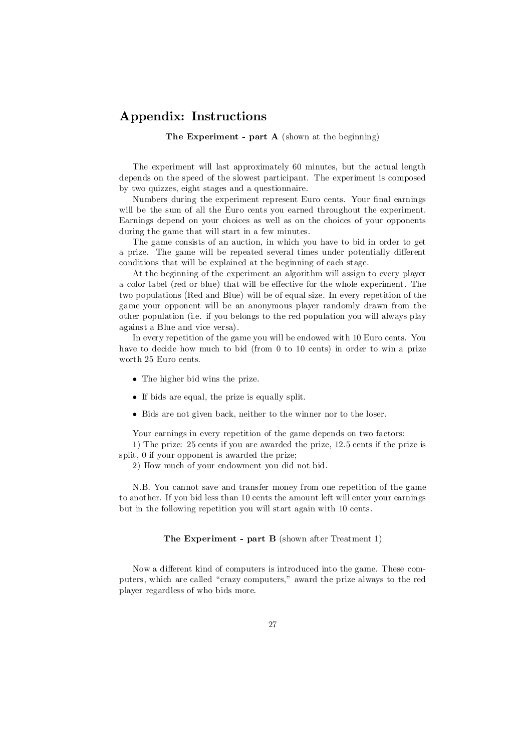# Appendix: Instructions

**The Experiment - part A** (shown at the beginning)

The experiment will last approximately 60 minutes, but the actual length depends on the speed of the slowest participant. The experiment is composed by two quizzes, eight stages and a questionnaire.

Numbers during the experiment represent Euro cents. Your final earnings will be the sum of all the Euro cents you earned throughout the experiment. Earnings depend on your choices as well as on the choices of your opponents during the game that will start in a few minutes.

The game consists of an auction, in which you have to bid in order to get a prize. The game will be repeated several times under potentially different conditions that will be explained at the beginning of each stage.

At the beginning of the experiment an algorithm will assign to every player a color label (red or blue) that will be effective for the whole experiment. The two populations (Red and Blue) will be of equal size. In every repetition of the game your opponent will be an anonymous player randomly drawn from the other population (i.e. if you belongs to the red population you will always play against a Blue and vice versa).

In every repetition of the game you will be endowed with 10 Euro cents. You have to decide how much to bid (from 0 to 10 cents) in order to win a prize worth 25 Euro cents.

- The higher bid wins the prize.
- If bids are equal, the prize is equally split.
- Bids are not given back, neither to the winner nor to the loser.

Your earnings in every repetition of the game depends on two factors:

1) The prize: 25 cents if you are awarded the prize, 12.5 cents if the prize is split, 0 if your opponent is awarded the prize;

2) How much of your endowment you did not bid.

N.B. You cannot save and transfer money from one repetition of the game to another. If you bid less than 10 cents the amount left will enter your earnings but in the following repetition you will start again with 10 cents.

**The Experiment - part B** (shown after Treatment 1)

Now a different kind of computers is introduced into the game. These computers, which are called "crazy computers," award the prize always to the red player regardless of who bids more.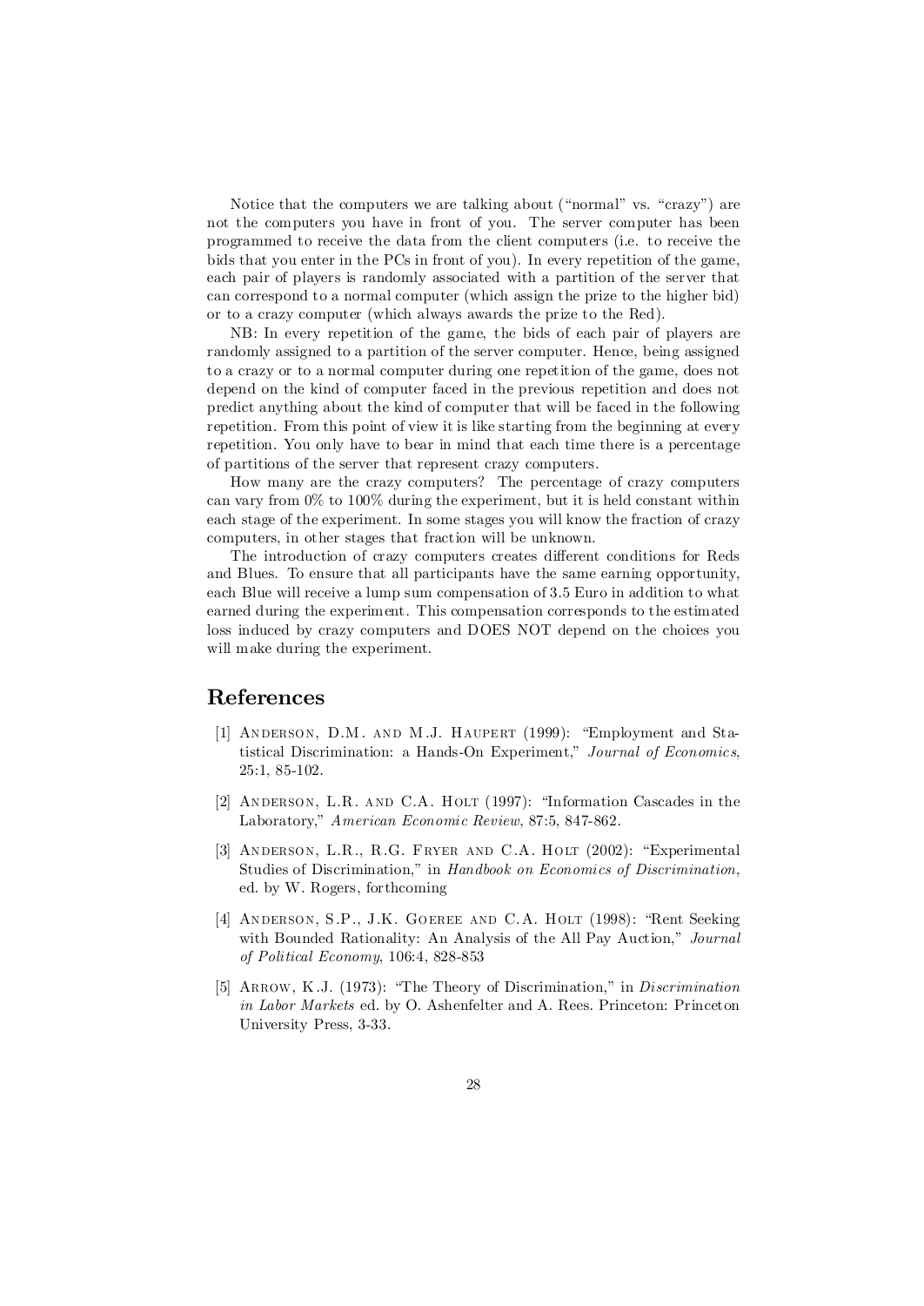Notice that the computers we are talking about ("normal" vs. "crazy") are not the computers you have in front of you. The server computer has been programmed to receive the data from the client computers (i.e. to receive the bids that you enter in the PCs in front of you). In every repetition of the game, each pair of players is randomly associated with a partition of the server that can correspond to a normal computer (which assign the prize to the higher bid) or to a crazy computer (which always awards the prize to the Red).

NB: In every repetition of the game, the bids of each pair of players are randomly assigned to a partition of the server computer. Hence, being assigned to a crazy or to a normal computer during one repetition of the game, does not depend on the kind of computer faced in the previous repetition and does not predict anything about the kind of computer that will be faced in the following repetition. From this point of view it is like starting from the beginning at every repetition. You only have to bear in mind that each time there is a percentage of partitions of the server that represent crazy computers.

How many are the crazy computers? The percentage of crazy computers can vary from 0% to 100% during the experiment, but it is held constant within each stage of the experiment. In some stages you will know the fraction of crazy computers, in other stages that fraction will be unknown.

The introduction of crazy computers creates different conditions for Reds and Blues. To ensure that all participants have the same earning opportunity, each Blue will receive a lump sum compensation of 3.5 Euro in addition to what earned during the experiment. This compensation corresponds to the estimated loss induced by crazy computers and DOES NOT depend on the choices you will make during the experiment.

## References

[1] Anderson, D.M. and M.J. Haupert (1999): "Employment and Statistical Discrimination: a Hands-On Experiment," *Journal of Economics*, 25:1, 85-102.

[2] Anderson, L.R. and C.A. Holt (1997): "Information Cascades in the Laboratory," *American Economic Review*, 87:5, 847-862.

[3] Anderson, L.R., R.G. Fryer and C.A. Holt (2002): "Experimental Studies of Discrimination," in *Handbook on Economics of Discrimination*, ed. by W. Rogers, forthcoming

[4] Anderson, S.P., J.K. Goeree and C.A. Holt (1998): "Rent Seeking with Bounded Rationality: An Analysis of the All Pay Auction," *Journal of Political Economy*, 106:4, 828-853

[5] Arrow, K.J. (1973): "The Theory of Discrimination," in *Discrimination in Labor Markets* ed. by O. Ashenfelter and A. Rees. Princeton: Princeton University Press, 3-33.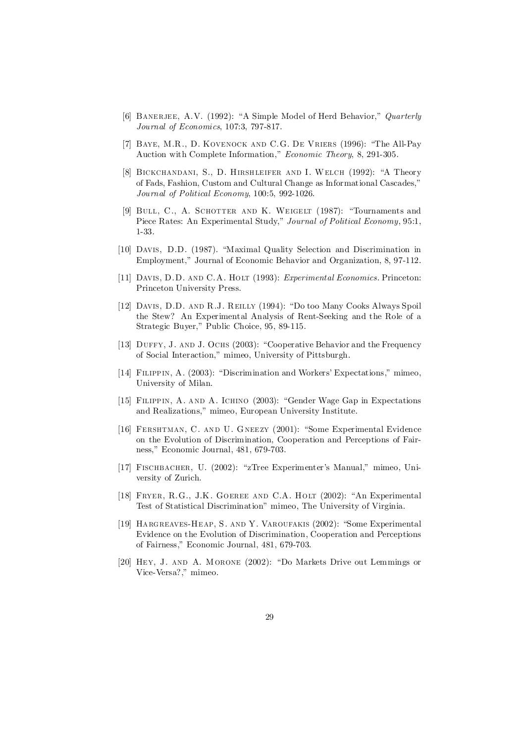[6] Banerjee, A.V. (1992): "A Simple Model of Herd Behavior," *Quarterly Journal of Economics*, 107:3, 797-817.

[7] Baye, M.R., D. Kovenock and C.G. De Vriers (1996): "The All-Pay Auction with Complete Information," *Economic Theory*, 8, 291-305.

[8] Bickchandani, S., D. Hirshleifer and I. Welch (1992): "A Theory of Fads, Fashion, Custom and Cultural Change as Informational Cascades," *Journal of Political Economy*, 100:5, 992-1026.

[9] Bull, C., A. Schotter and K. Weigelt (1987): "Tournaments and Piece Rates: An Experimental Study," *Journal of Political Economy*, 95:1, 1-33.

[10] Davis, D.D. (1987). "Maximal Quality Selection and Discrimination in Employment," Journal of Economic Behavior and Organization, 8, 97-112.

[11] Davis, D.D. and C.A. Holt (1993): *Experimental Economics*. Princeton: Princeton University Press.

[12] Davis, D.D. and R.J. Reilly (1994): "Do too Many Cooks Always Spoil the Stew? An Experimental Analysis of Rent-Seeking and the Role of a Strategic Buyer," Public Choice, 95, 89-115.

[13] Duffy, J. and J. Ochs (2003): "Cooperative Behavior and the Frequency of Social Interaction," mimeo, University of Pittsburgh.

[14] Filippin, A. (2003): "Discrimination and Workers' Expectations," mimeo, University of Milan.

[15] Filippin, A. and A. Ichino (2003): "Gender Wage Gap in Expectations and Realizations," mimeo, European University Institute.

[16] Fershtman, C. and U. Gneezy (2001): "Some Experimental Evidence on the Evolution of Discrimination, Cooperation and Perceptions of Fairness," Economic Journal, 481, 679-703.

[17] Fischbacher, U. (2002): "zTree Experimenter's Manual," mimeo, University of Zurich.

[18] Fryer, R.G., J.K. Goeree and C.A. Holt (2002): "An Experimental Test of Statistical Discrimination" mimeo, The University of Virginia.

[19] Hargreaves-Heap, S. and Y. Varoufakis (2002): "Some Experimental Evidence on the Evolution of Discrimination, Cooperation and Perceptions of Fairness," Economic Journal, 481, 679-703.

[20] Hey, J. and A. Morone (2002): "Do Markets Drive out Lemmings or Vice-Versa?," mimeo.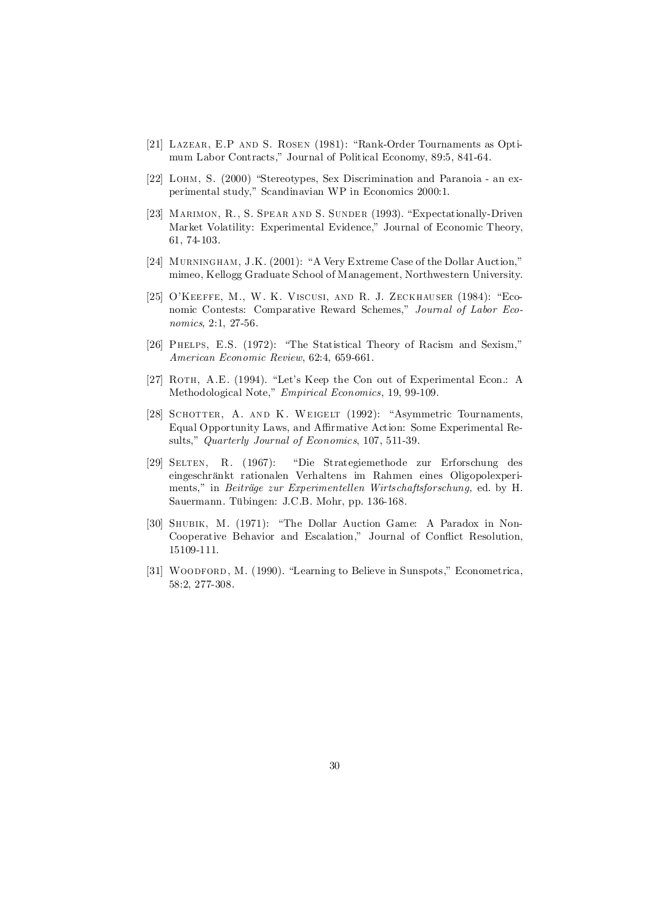[21] Lazear, E.P and S. Rosen (1981): "Rank-Order Tournaments as Optimum Labor Contracts," Journal of Political Economy, 89:5, 841-64.

[22] Lohm, S. (2000) "Stereotypes, Sex Discrimination and Paranoia - an experimental study," Scandinavian WP in Economics 2000:1.

[23] Marimon, R., S. Spear and S. Sunder (1993). "Expectationally-Driven Market Volatility: Experimental Evidence," Journal of Economic Theory, 61, 74-103.

[24] Murningham, J.K. (2001): "A Very Extreme Case of the Dollar Auction," mimeo, Kellogg Graduate School of Management, Northwestern University.

[25] O'Keeffe, M., W. K. Viscusi, and R. J. Zeckhauser (1984): "Economic Contests: Comparative Reward Schemes," *Journal of Labor Economics*, 2:1, 27-56.

[26] Phelps, E.S. (1972): "The Statistical Theory of Racism and Sexism," *American Economic Review*, 62:4, 659-661.

[27] Roth, A.E. (1994). "Let's Keep the Con out of Experimental Econ.: A Methodological Note," *Empirical Economics*, 19, 99-109.

[28] Schotter, A. and K. Weigelt (1992): "Asymmetric Tournaments, Equal Opportunity Laws, and Affirmative Action: Some Experimental Results," *Quarterly Journal of Economics*, 107, 511-39.

[29] Selten, R. (1967): "Die Strategiemethode zur Erforschung des eingeschränkt rationalen Verhaltens im Rahmen eines Oligopolexperiments," in *Beiträge zur Experimentellen Wirtschaftsforschung,* ed. by H. Sauermann. Tübingen: J.C.B. Mohr, pp. 136-168.

[30] Shubik, M. (1971): "The Dollar Auction Game: A Paradox in Non-Cooperative Behavior and Escalation," Journal of Conflict Resolution, 15109-111.

[31] Woodford, M. (1990). "Learning to Believe in Sunspots," Econometrica, 58:2, 277-308.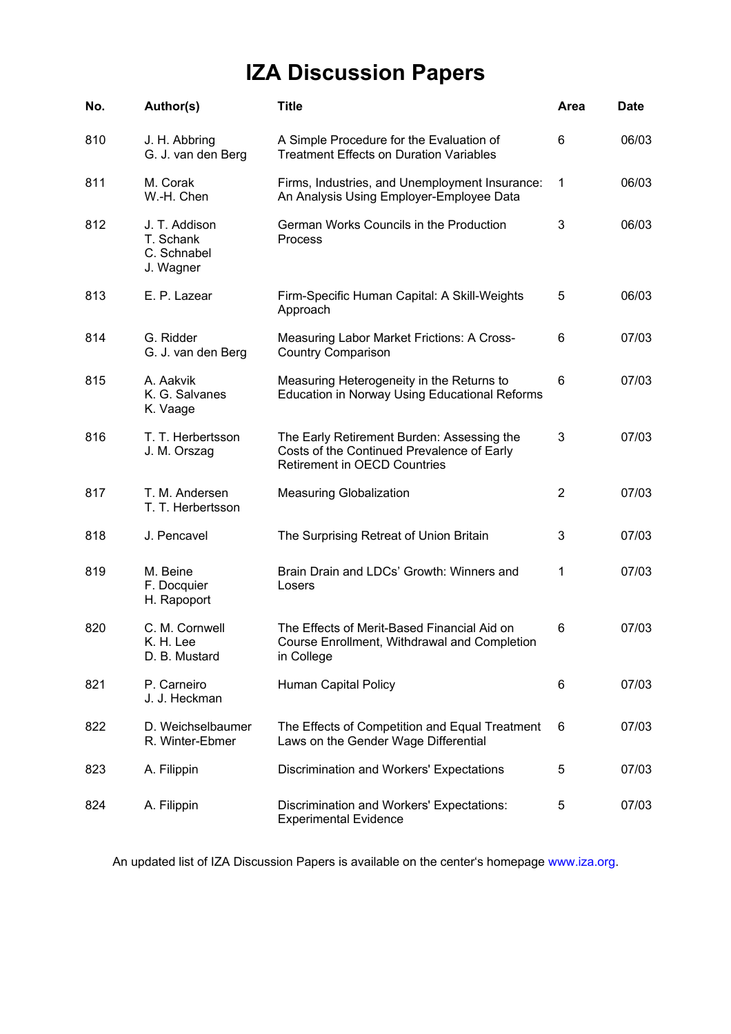# IZA Discussion Papers

| No. | Author(s) | Title | Area | Date |
|---|---|---|---|---|
| 810 | J. H. Abbring<br>G. J. van den Berg | A Simple Procedure for the Evaluation of Treatment Effects on Duration Variables | 6 | 06/03 |
| 811 | M. Corak<br>W.-H. Chen | Firms, Industries, and Unemployment Insurance: An Analysis Using Employer-Employee Data | 1 | 06/03 |
| 812 | J. T. Addison<br>T. Schank<br>C. Schnabel<br>J. Wagner | German Works Councils in the Production Process | 3 | 06/03 |
| 813 | E. P. Lazear | Firm-Specific Human Capital: A Skill-Weights Approach | 5 | 06/03 |
| 814 | G. Ridder<br>G. J. van den Berg | Measuring Labor Market Frictions: A Cross-Country Comparison | 6 | 07/03 |
| 815 | A. Aakvik<br>K. G. Salvanes<br>K. Vaage | Measuring Heterogeneity in the Returns to Education in Norway Using Educational Reforms | 6 | 07/03 |
| 816 | T. T. Herbertsson<br>J. M. Orszag | The Early Retirement Burden: Assessing the Costs of the Continued Prevalence of Early Retirement in OECD Countries | 3 | 07/03 |
| 817 | T. M. Andersen<br>T. T. Herbertsson | Measuring Globalization | 2 | 07/03 |
| 818 | J. Pencavel | The Surprising Retreat of Union Britain | 3 | 07/03 |
| 819 | M. Beine<br>F. Docquier<br>H. Rapoport | Brain Drain and LDCs' Growth: Winners and Losers | 1 | 07/03 |
| 820 | C. M. Cornwell<br>K. H. Lee<br>D. B. Mustard | The Effects of Merit-Based Financial Aid on Course Enrollment, Withdrawal and Completion in College | 6 | 07/03 |
| 821 | P. Carneiro<br>J. J. Heckman | Human Capital Policy | 6 | 07/03 |
| 822 | D. Weichselbaumer<br>R. Winter-Ebmer | The Effects of Competition and Equal Treatment Laws on the Gender Wage Differential | 6 | 07/03 |
| 823 | A. Filippin | Discrimination and Workers' Expectations | 5 | 07/03 |
| 824 | A. Filippin | Discrimination and Workers' Expectations: Experimental Evidence | 5 | 07/03 |

An updated list of IZA Discussion Papers is available on the center's homepage www.iza.org.